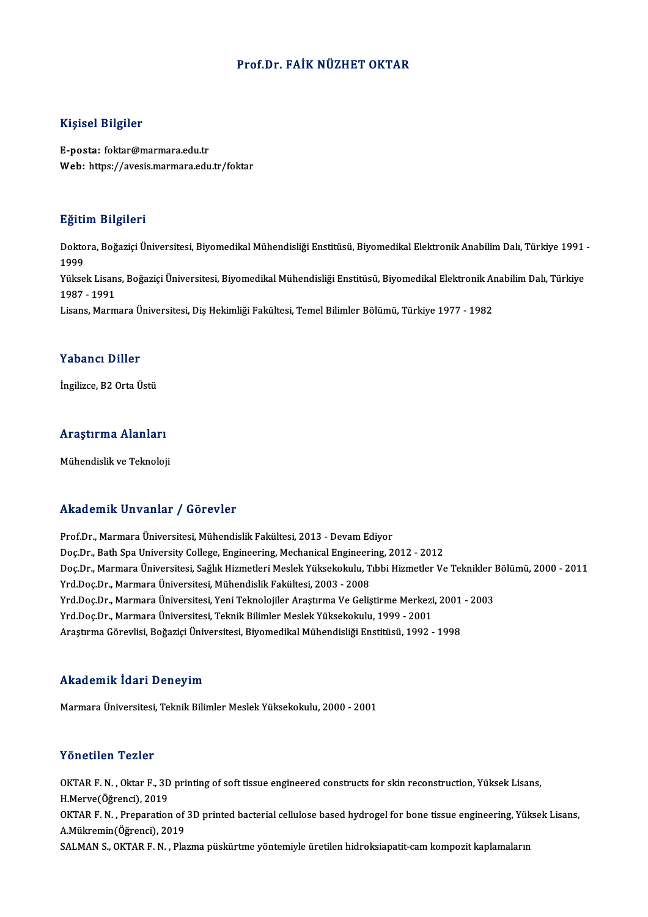# Prof.Dr. FAİK NÜZHET OKTAR

## Kişisel Bilgiler

**E-posta:** foktar@marmara.edu.tr
**Web:** https://avesis.marmara.edu.tr/foktar

## Eğitim Bilgileri

Doktora, Boğaziçi Üniversitesi, Biyomedikal Mühendisliği Enstitüsü, Biyomedikal Elektronik Anabilim Dalı, Türkiye 1991 - 1999
Yüksek Lisans, Boğaziçi Üniversitesi, Biyomedikal Mühendisliği Enstitüsü, Biyomedikal Elektronik Anabilim Dalı, Türkiye 1987 - 1991
Lisans, Marmara Üniversitesi, Diş Hekimliği Fakültesi, Temel Bilimler Bölümü, Türkiye 1977 - 1982

## Yabancı Diller

İngilizce, B2 Orta Üstü

## Araştırma Alanları

Mühendislik ve Teknoloji

## Akademik Unvanlar / Görevler

Prof.Dr., Marmara Üniversitesi, Mühendislik Fakültesi, 2013 - Devam Ediyor
Doç.Dr., Bath Spa University College, Engineering, Mechanical Engineering, 2012 - 2012
Doç.Dr., Marmara Üniversitesi, Sağlık Hizmetleri Meslek Yüksekokulu, Tıbbi Hizmetler Ve Teknikler Bölümü, 2000 - 2011
Yrd.Doç.Dr., Marmara Üniversitesi, Mühendislik Fakültesi, 2003 - 2008
Yrd.Doç.Dr., Marmara Üniversitesi, Yeni Teknolojiler Araştırma Ve Geliştirme Merkezi, 2001 - 2003
Yrd.Doç.Dr., Marmara Üniversitesi, Teknik Bilimler Meslek Yüksekokulu, 1999 - 2001
Araştırma Görevlisi, Boğaziçi Üniversitesi, Biyomedikal Mühendisliği Enstitüsü, 1992 - 1998

## Akademik İdari Deneyim

Marmara Üniversitesi, Teknik Bilimler Meslek Yüksekokulu, 2000 - 2001

## Yönetilen Tezler

OKTAR F. N. , Oktar F., 3D printing of soft tissue engineered constructs for skin reconstruction, Yüksek Lisans, H.Merve(Öğrenci), 2019
OKTAR F. N. , Preparation of 3D printed bacterial cellulose based hydrogel for bone tissue engineering, Yüksek Lisans, A.Mükremin(Öğrenci), 2019
SALMAN S., OKTAR F. N. , Plazma püskürtme yöntemiyle üretilen hidroksiapatit-cam kompozit kaplamaların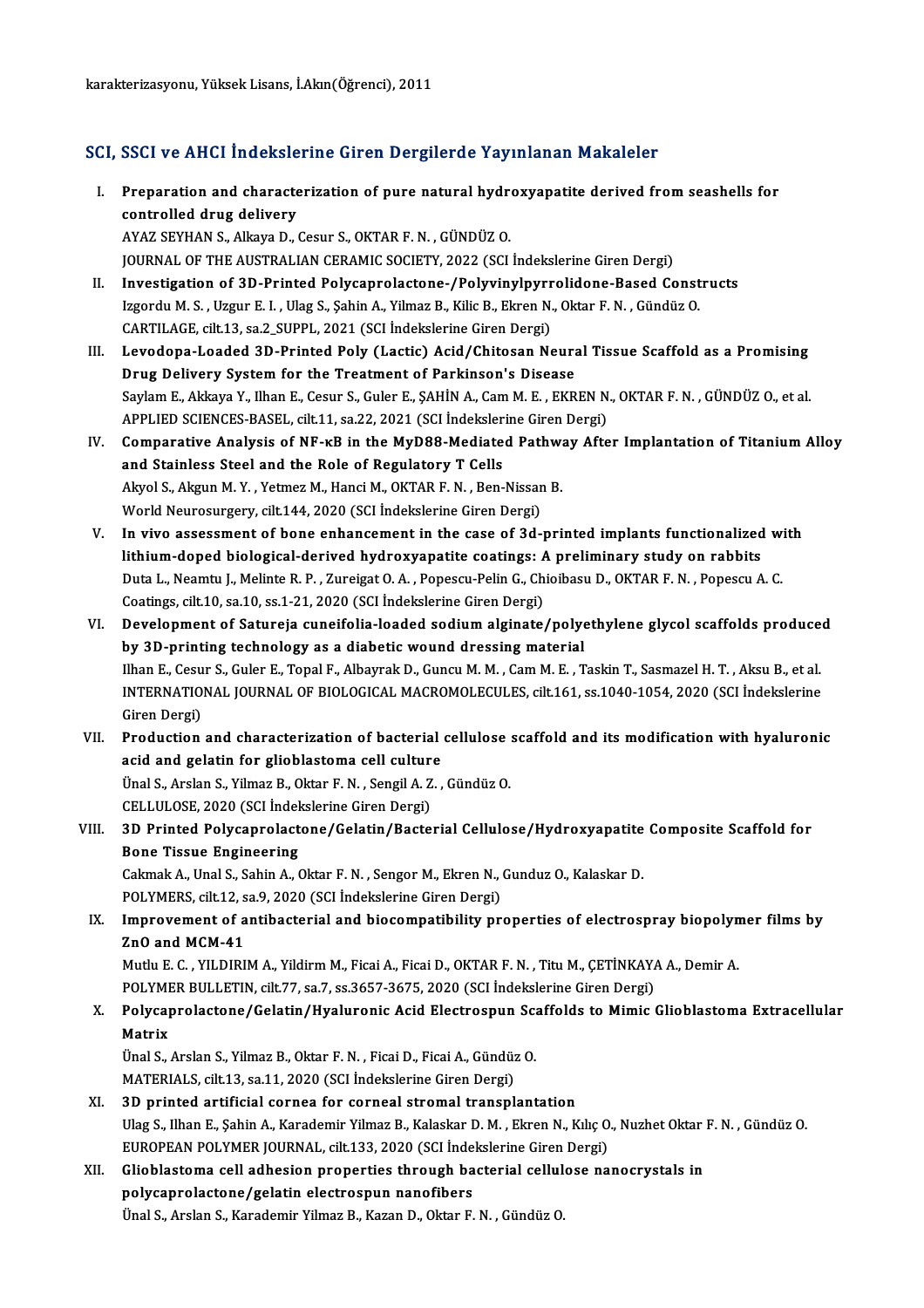karakterizasyonu, Yüksek Lisans, İ.Akın(Öğrenci), 2011

## SCI, SSCI ve AHCI İndekslerine Giren Dergilerde Yayınlanan Makaleler

I. **Preparation and characterization of pure natural hydroxyapatite derived from seashells for controlled drug delivery**
AYAZ SEYHAN S., Alkaya D., Cesur S., OKTAR F. N. , GÜNDÜZ O.
JOURNAL OF THE AUSTRALIAN CERAMIC SOCIETY, 2022 (SCI İndekslerine Giren Dergi)

II. **Investigation of 3D-Printed Polycaprolactone-/Polyvinylpyrrolidone-Based Constructs**
Izgordu M. S. , Uzgur E. I. , Ulag S., Şahin A., Yilmaz B., Kilic B., Ekren N., Oktar F. N. , Gündüz O.
CARTILAGE, cilt.13, sa.2_SUPPL, 2021 (SCI İndekslerine Giren Dergi)

III. **Levodopa-Loaded 3D-Printed Poly (Lactic) Acid/Chitosan Neural Tissue Scaffold as a Promising Drug Delivery System for the Treatment of Parkinson's Disease**
Saylam E., Akkaya Y., Ilhan E., Cesur S., Guler E., ŞAHİN A., Cam M. E. , EKREN N., OKTAR F. N. , GÜNDÜZ O., et al.
APPLIED SCIENCES-BASEL, cilt.11, sa.22, 2021 (SCI İndekslerine Giren Dergi)

IV. **Comparative Analysis of NF-κB in the MyD88-Mediated Pathway After Implantation of Titanium Alloy and Stainless Steel and the Role of Regulatory T Cells**
Akyol S., Akgun M. Y. , Yetmez M., Hanci M., OKTAR F. N. , Ben-Nissan B.
World Neurosurgery, cilt.144, 2020 (SCI İndekslerine Giren Dergi)

V. **In vivo assessment of bone enhancement in the case of 3d-printed implants functionalized with lithium-doped biological-derived hydroxyapatite coatings: A preliminary study on rabbits**
Duta L., Neamtu J., Melinte R. P. , Zureigat O. A. , Popescu-Pelin G., Chioibasu D., OKTAR F. N. , Popescu A. C.
Coatings, cilt.10, sa.10, ss.1-21, 2020 (SCI İndekslerine Giren Dergi)

VI. **Development of Satureja cuneifolia-loaded sodium alginate/polyethylene glycol scaffolds produced by 3D-printing technology as a diabetic wound dressing material**
Ilhan E., Cesur S., Guler E., Topal F., Albayrak D., Guncu M. M. , Cam M. E. , Taskin T., Sasmazel H. T. , Aksu B., et al.
INTERNATIONAL JOURNAL OF BIOLOGICAL MACROMOLECULES, cilt.161, ss.1040-1054, 2020 (SCI İndekslerine Giren Dergi)

VII. **Production and characterization of bacterial cellulose scaffold and its modification with hyaluronic acid and gelatin for glioblastoma cell culture**
Ünal S., Arslan S., Yilmaz B., Oktar F. N. , Sengil A. Z. , Gündüz O.
CELLULOSE, 2020 (SCI İndekslerine Giren Dergi)

VIII. **3D Printed Polycaprolactone/Gelatin/Bacterial Cellulose/Hydroxyapatite Composite Scaffold for Bone Tissue Engineering**
Cakmak A., Unal S., Sahin A., Oktar F. N. , Sengor M., Ekren N., Gunduz O., Kalaskar D.
POLYMERS, cilt.12, sa.9, 2020 (SCI İndekslerine Giren Dergi)

IX. **Improvement of antibacterial and biocompatibility properties of electrospray biopolymer films by ZnO and MCM-41**
Mutlu E. C. , YILDIRIM A., Yildirm M., Ficai A., Ficai D., OKTAR F. N. , Titu M., ÇETİNKAYA A., Demir A.
POLYMER BULLETIN, cilt.77, sa.7, ss.3657-3675, 2020 (SCI İndekslerine Giren Dergi)

X. **Polycaprolactone/Gelatin/Hyaluronic Acid Electrospun Scaffolds to Mimic Glioblastoma Extracellular Matrix**
Ünal S., Arslan S., Yilmaz B., Oktar F. N. , Ficai D., Ficai A., Gündüz O.
MATERIALS, cilt.13, sa.11, 2020 (SCI İndekslerine Giren Dergi)

XI. **3D printed artificial cornea for corneal stromal transplantation**
Ulag S., Ilhan E., Şahin A., Karademir Yilmaz B., Kalaskar D. M. , Ekren N., Kılıç O., Nuzhet Oktar F. N. , Gündüz O.
EUROPEAN POLYMER JOURNAL, cilt.133, 2020 (SCI İndekslerine Giren Dergi)

XII. **Glioblastoma cell adhesion properties through bacterial cellulose nanocrystals in polycaprolactone/gelatin electrospun nanofibers**
Ünal S., Arslan S., Karademir Yilmaz B., Kazan D., Oktar F. N. , Gündüz O.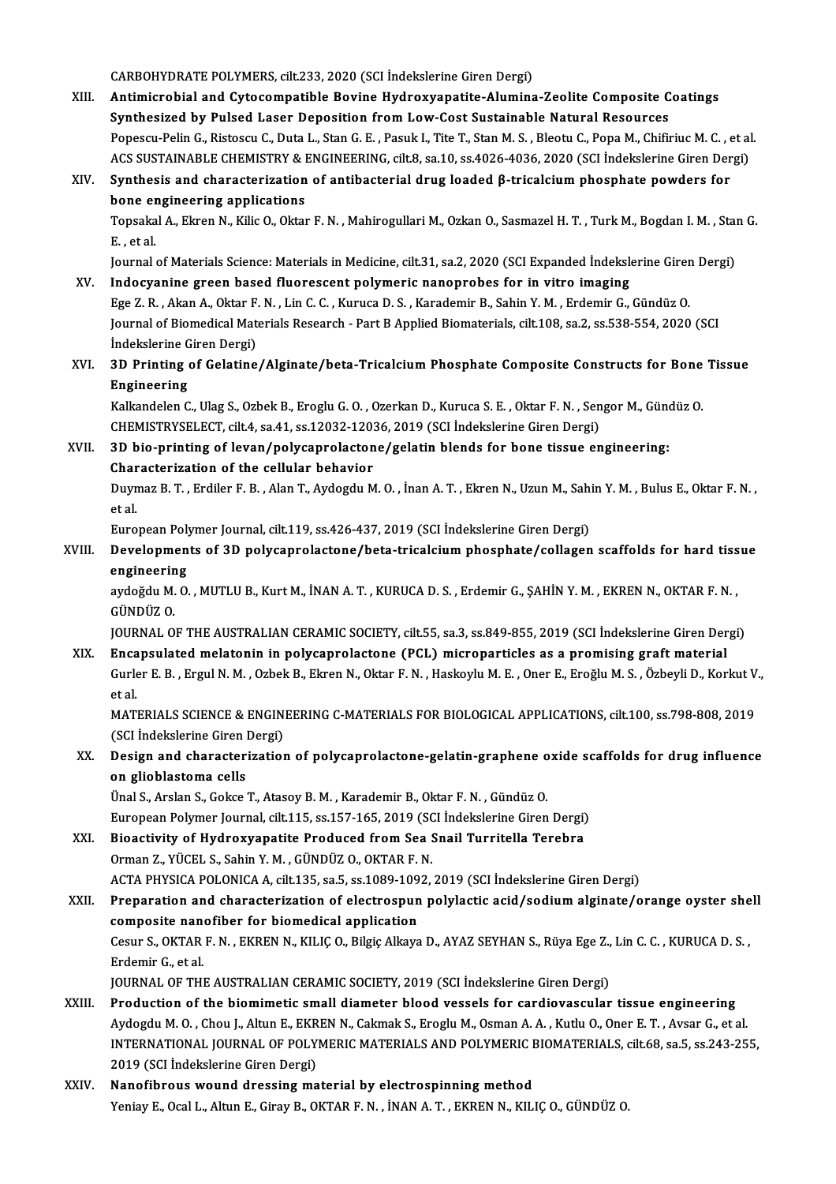CARBOHYDRATE POLYMERS, cilt.233, 2020 (SCI İndekslerine Giren Dergi)

XIII. **Antimicrobial and Cytocompatible Bovine Hydroxyapatite-Alumina-Zeolite Composite Coatings Synthesized by Pulsed Laser Deposition from Low-Cost Sustainable Natural Resources**
Popescu-Pelin G., Ristoscu C., Duta L., Stan G. E. , Pasuk I., Tite T., Stan M. S. , Bleotu C., Popa M., Chifiriuc M. C. , et al.
ACS SUSTAINABLE CHEMISTRY & ENGINEERING, cilt.8, sa.10, ss.4026-4036, 2020 (SCI İndekslerine Giren Dergi)

XIV. **Synthesis and characterization of antibacterial drug loaded β-tricalcium phosphate powders for bone engineering applications**
Topsakal A., Ekren N., Kilic O., Oktar F. N. , Mahirogullari M., Ozkan O., Sasmazel H. T. , Turk M., Bogdan I. M. , Stan G. E. , et al.
Journal of Materials Science: Materials in Medicine, cilt.31, sa.2, 2020 (SCI Expanded İndekslerine Giren Dergi)

XV. **Indocyanine green based fluorescent polymeric nanoprobes for in vitro imaging**
Ege Z. R. , Akan A., Oktar F. N. , Lin C. C. , Kuruca D. S. , Karademir B., Sahin Y. M. , Erdemir G., Gündüz O.
Journal of Biomedical Materials Research - Part B Applied Biomaterials, cilt.108, sa.2, ss.538-554, 2020 (SCI İndekslerine Giren Dergi)

XVI. **3D Printing of Gelatine/Alginate/beta-Tricalcium Phosphate Composite Constructs for Bone Tissue Engineering**
Kalkandelen C., Ulag S., Ozbek B., Eroglu G. O. , Ozerkan D., Kuruca S. E. , Oktar F. N. , Sengor M., Gündüz O.
CHEMISTRYSELECT, cilt.4, sa.41, ss.12032-12036, 2019 (SCI İndekslerine Giren Dergi)

XVII. **3D bio-printing of levan/polycaprolactone/gelatin blends for bone tissue engineering: Characterization of the cellular behavior**
Duymaz B. T. , Erdiler F. B. , Alan T., Aydogdu M. O. , İnan A. T. , Ekren N., Uzun M., Sahin Y. M. , Bulus E., Oktar F. N. , et al.
European Polymer Journal, cilt.119, ss.426-437, 2019 (SCI İndekslerine Giren Dergi)

XVIII. **Developments of 3D polycaprolactone/beta-tricalcium phosphate/collagen scaffolds for hard tissue engineering**
aydoğdu M. O. , MUTLU B., Kurt M., İNAN A. T. , KURUCA D. S. , Erdemir G., ŞAHİN Y. M. , EKREN N., OKTAR F. N. , GÜNDÜZ O.
JOURNAL OF THE AUSTRALIAN CERAMIC SOCIETY, cilt.55, sa.3, ss.849-855, 2019 (SCI İndekslerine Giren Dergi)

XIX. **Encapsulated melatonin in polycaprolactone (PCL) microparticles as a promising graft material**
Gurler E. B. , Ergul N. M. , Ozbek B., Ekren N., Oktar F. N. , Haskoylu M. E. , Oner E., Eroğlu M. S. , Özbeyli D., Korkut V., et al.
MATERIALS SCIENCE & ENGINEERING C-MATERIALS FOR BIOLOGICAL APPLICATIONS, cilt.100, ss.798-808, 2019 (SCI İndekslerine Giren Dergi)

XX. **Design and characterization of polycaprolactone-gelatin-graphene oxide scaffolds for drug influence on glioblastoma cells**
Ünal S., Arslan S., Gokce T., Atasoy B. M. , Karademir B., Oktar F. N. , Gündüz O.
European Polymer Journal, cilt.115, ss.157-165, 2019 (SCI İndekslerine Giren Dergi)

XXI. **Bioactivity of Hydroxyapatite Produced from Sea Snail Turritella Terebra**
Orman Z., YÜCEL S., Sahin Y. M. , GÜNDÜZ O., OKTAR F. N.
ACTA PHYSICA POLONICA A, cilt.135, sa.5, ss.1089-1092, 2019 (SCI İndekslerine Giren Dergi)

XXII. **Preparation and characterization of electrospun polylactic acid/sodium alginate/orange oyster shell composite nanofiber for biomedical application**
Cesur S., OKTAR F. N. , EKREN N., KILIÇ O., Bilgiç Alkaya D., AYAZ SEYHAN S., Rüya Ege Z., Lin C. C. , KURUCA D. S. , Erdemir G., et al.
JOURNAL OF THE AUSTRALIAN CERAMIC SOCIETY, 2019 (SCI İndekslerine Giren Dergi)

XXIII. **Production of the biomimetic small diameter blood vessels for cardiovascular tissue engineering**
Aydogdu M. O. , Chou J., Altun E., EKREN N., Cakmak S., Eroglu M., Osman A. A. , Kutlu O., Oner E. T. , Avsar G., et al.
INTERNATIONAL JOURNAL OF POLYMERIC MATERIALS AND POLYMERIC BIOMATERIALS, cilt.68, sa.5, ss.243-255, 2019 (SCI İndekslerine Giren Dergi)

XXIV. **Nanofibrous wound dressing material by electrospinning method**
Yeniay E., Ocal L., Altun E., Giray B., OKTAR F. N. , İNAN A. T. , EKREN N., KILIÇ O., GÜNDÜZ O.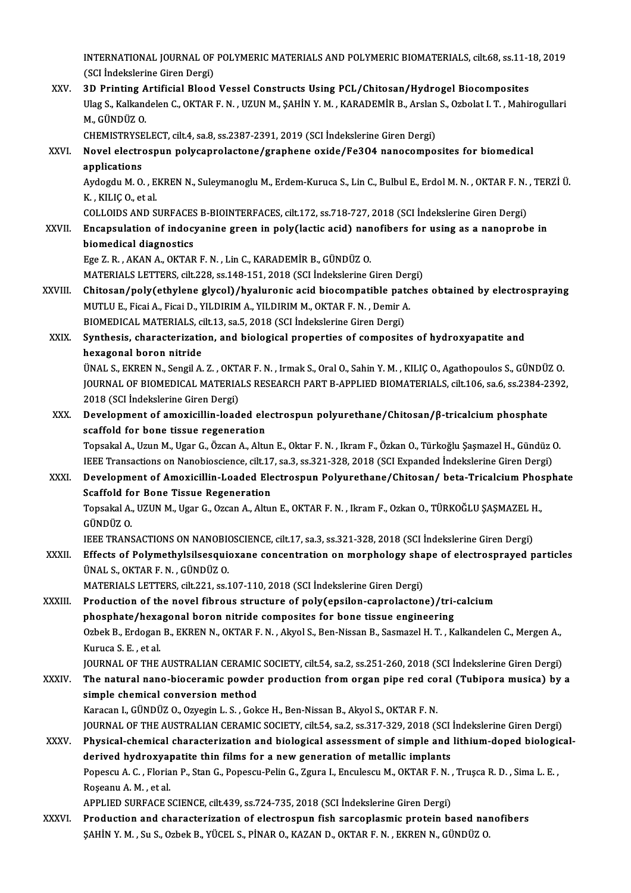INTERNATIONAL JOURNAL OF POLYMERIC MATERIALS AND POLYMERIC BIOMATERIALS, cilt.68, ss.11-18, 2019 (SCI İndekslerine Giren Dergi)

XXV. **3D Printing Artificial Blood Vessel Constructs Using PCL/Chitosan/Hydrogel Biocomposites**
Ulag S., Kalkandelen C., OKTAR F. N. , UZUN M., ŞAHİN Y. M. , KARADEMİR B., Arslan S., Ozbolat I. T. , Mahirogullari M., GÜNDÜZ O.
CHEMISTRYSELECT, cilt.4, sa.8, ss.2387-2391, 2019 (SCI İndekslerine Giren Dergi)

XXVI. **Novel electrospun polycaprolactone/graphene oxide/Fe3O4 nanocomposites for biomedical applications**
Aydogdu M. O. , EKREN N., Suleymanoglu M., Erdem-Kuruca S., Lin C., Bulbul E., Erdol M. N. , OKTAR F. N. , TERZİ Ü. K. , KILIÇ O., et al.
COLLOIDS AND SURFACES B-BIOINTERFACES, cilt.172, ss.718-727, 2018 (SCI İndekslerine Giren Dergi)

XXVII. **Encapsulation of indocyanine green in poly(lactic acid) nanofibers for using as a nanoprobe in biomedical diagnostics**
Ege Z. R. , AKAN A., OKTAR F. N. , Lin C., KARADEMİR B., GÜNDÜZ O.
MATERIALS LETTERS, cilt.228, ss.148-151, 2018 (SCI İndekslerine Giren Dergi)

XXVIII. **Chitosan/poly(ethylene glycol)/hyaluronic acid biocompatible patches obtained by electrospraying**
MUTLU E., Ficai A., Ficai D., YILDIRIM A., YILDIRIM M., OKTAR F. N. , Demir A.
BIOMEDICAL MATERIALS, cilt.13, sa.5, 2018 (SCI İndekslerine Giren Dergi)

XXIX. **Synthesis, characterization, and biological properties of composites of hydroxyapatite and hexagonal boron nitride**
ÜNAL S., EKREN N., Sengil A. Z. , OKTAR F. N. , Irmak S., Oral O., Sahin Y. M. , KILIÇ O., Agathopoulos S., GÜNDÜZ O.
JOURNAL OF BIOMEDICAL MATERIALS RESEARCH PART B-APPLIED BIOMATERIALS, cilt.106, sa.6, ss.2384-2392, 2018 (SCI İndekslerine Giren Dergi)

XXX. **Development of amoxicillin-loaded electrospun polyurethane/Chitosan/β-tricalcium phosphate scaffold for bone tissue regeneration**
Topsakal A., Uzun M., Ugar G., Özcan A., Altun E., Oktar F. N. , Ikram F., Özkan O., Türkoğlu Şaşmazel H., Gündüz O.
IEEE Transactions on Nanobioscience, cilt.17, sa.3, ss.321-328, 2018 (SCI Expanded İndekslerine Giren Dergi)

XXXI. **Development of Amoxicillin-Loaded Electrospun Polyurethane/Chitosan/ beta-Tricalcium Phosphate Scaffold for Bone Tissue Regeneration**
Topsakal A., UZUN M., Ugar G., Ozcan A., Altun E., OKTAR F. N. , Ikram F., Ozkan O., TÜRKOĞLU ŞAŞMAZEL H., GÜNDÜZ O.
IEEE TRANSACTIONS ON NANOBIOSCIENCE, cilt.17, sa.3, ss.321-328, 2018 (SCI İndekslerine Giren Dergi)

XXXII. **Effects of Polymethylsilsesquioxane concentration on morphology shape of electrosprayed particles**
ÜNAL S., OKTAR F. N. , GÜNDÜZ O.
MATERIALS LETTERS, cilt.221, ss.107-110, 2018 (SCI İndekslerine Giren Dergi)

XXXIII. **Production of the novel fibrous structure of poly(epsilon-caprolactone)/tri-calcium phosphate/hexagonal boron nitride composites for bone tissue engineering**
Ozbek B., Erdogan B., EKREN N., OKTAR F. N. , Akyol S., Ben-Nissan B., Sasmazel H. T. , Kalkandelen C., Mergen A., Kuruca S. E. , et al.
JOURNAL OF THE AUSTRALIAN CERAMIC SOCIETY, cilt.54, sa.2, ss.251-260, 2018 (SCI İndekslerine Giren Dergi)

XXXIV. **The natural nano-bioceramic powder production from organ pipe red coral (Tubipora musica) by a simple chemical conversion method**
Karacan I., GÜNDÜZ O., Ozyegin L. S. , Gokce H., Ben-Nissan B., Akyol S., OKTAR F. N.
JOURNAL OF THE AUSTRALIAN CERAMIC SOCIETY, cilt.54, sa.2, ss.317-329, 2018 (SCI İndekslerine Giren Dergi)

XXXV. **Physical-chemical characterization and biological assessment of simple and lithium-doped biological-derived hydroxyapatite thin films for a new generation of metallic implants**
Popescu A. C. , Florian P., Stan G., Popescu-Pelin G., Zgura I., Enculescu M., OKTAR F. N. , Trușca R. D. , Sima L. E. , Roșeanu A. M. , et al.
APPLIED SURFACE SCIENCE, cilt.439, ss.724-735, 2018 (SCI İndekslerine Giren Dergi)

XXXVI. **Production and characterization of electrospun fish sarcoplasmic protein based nanofibers**
ŞAHİN Y. M. , Su S., Ozbek B., YÜCEL S., PİNAR O., KAZAN D., OKTAR F. N. , EKREN N., GÜNDÜZ O.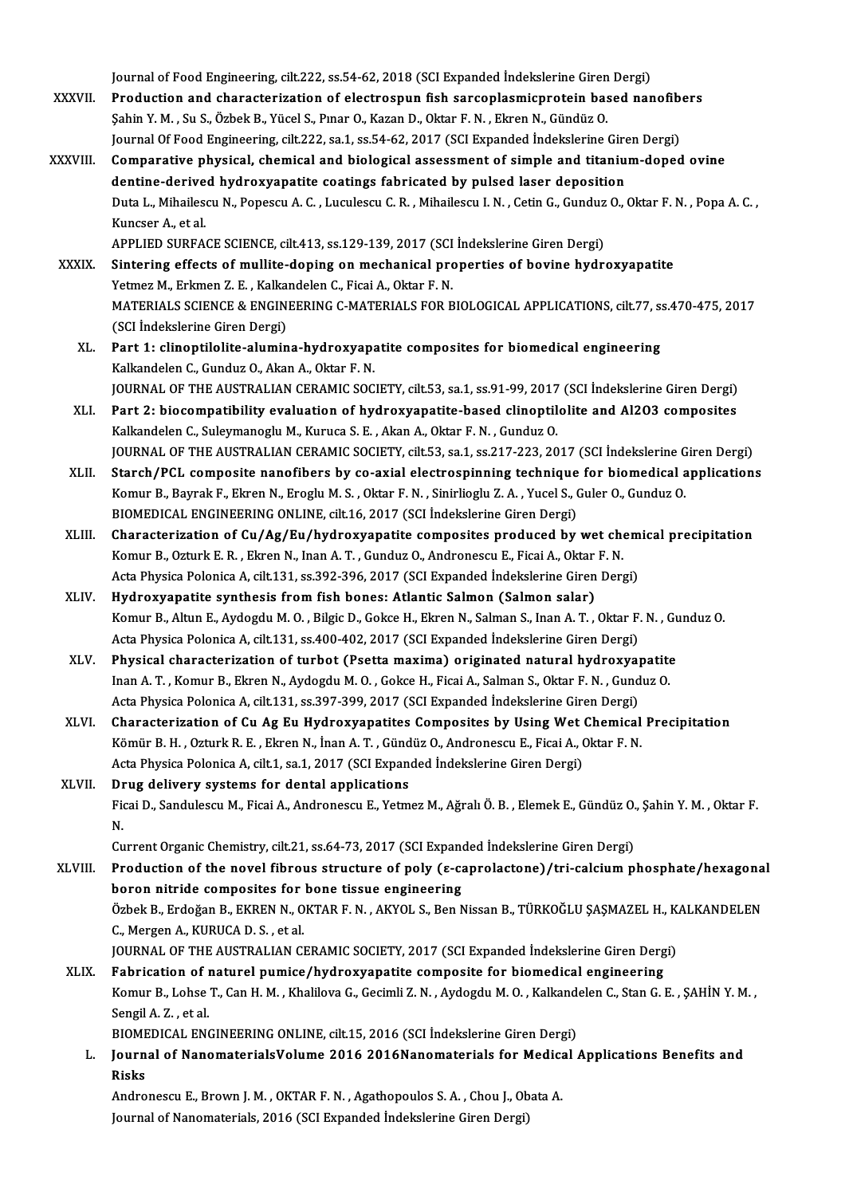Journal of Food Engineering, cilt.222, ss.54-62, 2018 (SCI Expanded İndekslerine Giren Dergi)

XXXVII. **Production and characterization of electrospun fish sarcoplasmicprotein based nanofibers**
Şahin Y. M. , Su S., Özbek B., Yücel S., Pınar O., Kazan D., Oktar F. N. , Ekren N., Gündüz O.
Journal Of Food Engineering, cilt.222, sa.1, ss.54-62, 2017 (SCI Expanded İndekslerine Giren Dergi)

XXXVIII. **Comparative physical, chemical and biological assessment of simple and titanium-doped ovine dentine-derived hydroxyapatite coatings fabricated by pulsed laser deposition**
Duta L., Mihailescu N., Popescu A. C. , Luculescu C. R. , Mihailescu I. N. , Cetin G., Gunduz O., Oktar F. N. , Popa A. C. , Kuncser A., et al.
APPLIED SURFACE SCIENCE, cilt.413, ss.129-139, 2017 (SCI İndekslerine Giren Dergi)

XXXIX. **Sintering effects of mullite-doping on mechanical properties of bovine hydroxyapatite**
Yetmez M., Erkmen Z. E. , Kalkandelen C., Ficai A., Oktar F. N.
MATERIALS SCIENCE & ENGINEERING C-MATERIALS FOR BIOLOGICAL APPLICATIONS, cilt.77, ss.470-475, 2017 (SCI İndekslerine Giren Dergi)

XL. **Part 1: clinoptilolite-alumina-hydroxyapatite composites for biomedical engineering**
Kalkandelen C., Gunduz O., Akan A., Oktar F. N.
JOURNAL OF THE AUSTRALIAN CERAMIC SOCIETY, cilt.53, sa.1, ss.91-99, 2017 (SCI İndekslerine Giren Dergi)

XLI. **Part 2: biocompatibility evaluation of hydroxyapatite-based clinoptilolite and Al2O3 composites**
Kalkandelen C., Suleymanoglu M., Kuruca S. E. , Akan A., Oktar F. N. , Gunduz O.
JOURNAL OF THE AUSTRALIAN CERAMIC SOCIETY, cilt.53, sa.1, ss.217-223, 2017 (SCI İndekslerine Giren Dergi)

XLII. **Starch/PCL composite nanofibers by co-axial electrospinning technique for biomedical applications**
Komur B., Bayrak F., Ekren N., Eroglu M. S. , Oktar F. N. , Sinirlioglu Z. A. , Yucel S., Guler O., Gunduz O.
BIOMEDICAL ENGINEERING ONLINE, cilt.16, 2017 (SCI İndekslerine Giren Dergi)

XLIII. **Characterization of Cu/Ag/Eu/hydroxyapatite composites produced by wet chemical precipitation**
Komur B., Ozturk E. R. , Ekren N., Inan A. T. , Gunduz O., Andronescu E., Ficai A., Oktar F. N.
Acta Physica Polonica A, cilt.131, ss.392-396, 2017 (SCI Expanded İndekslerine Giren Dergi)

XLIV. **Hydroxyapatite synthesis from fish bones: Atlantic Salmon (Salmon salar)**
Komur B., Altun E., Aydogdu M. O. , Bilgic D., Gokce H., Ekren N., Salman S., Inan A. T. , Oktar F. N. , Gunduz O.
Acta Physica Polonica A, cilt.131, ss.400-402, 2017 (SCI Expanded İndekslerine Giren Dergi)

XLV. **Physical characterization of turbot (Psetta maxima) originated natural hydroxyapatite**
Inan A. T. , Komur B., Ekren N., Aydogdu M. O. , Gokce H., Ficai A., Salman S., Oktar F. N. , Gunduz O.
Acta Physica Polonica A, cilt.131, ss.397-399, 2017 (SCI Expanded İndekslerine Giren Dergi)

XLVI. **Characterization of Cu Ag Eu Hydroxyapatites Composites by Using Wet Chemical Precipitation**
Kömür B. H. , Ozturk R. E. , Ekren N., İnan A. T. , Gündüz O., Andronescu E., Ficai A., Oktar F. N.
Acta Physica Polonica A, cilt.1, sa.1, 2017 (SCI Expanded İndekslerine Giren Dergi)

XLVII. **Drug delivery systems for dental applications**
Ficai D., Sandulescu M., Ficai A., Andronescu E., Yetmez M., Ağralı Ö. B. , Elemek E., Gündüz O., Şahin Y. M. , Oktar F. N.
Current Organic Chemistry, cilt.21, ss.64-73, 2017 (SCI Expanded İndekslerine Giren Dergi)

XLVIII. **Production of the novel fibrous structure of poly (ε-caprolactone)/tri-calcium phosphate/hexagonal boron nitride composites for bone tissue engineering**
Özbek B., Erdoğan B., EKREN N., OKTAR F. N. , AKYOL S., Ben Nissan B., TÜRKOĞLU ŞAŞMAZEL H., KALKANDELEN C., Mergen A., KURUCA D. S. , et al.
JOURNAL OF THE AUSTRALIAN CERAMIC SOCIETY, 2017 (SCI Expanded İndekslerine Giren Dergi)

XLIX. **Fabrication of naturel pumice/hydroxyapatite composite for biomedical engineering**
Komur B., Lohse T., Can H. M. , Khalilova G., Gecimli Z. N. , Aydogdu M. O. , Kalkandelen C., Stan G. E. , ŞAHİN Y. M. , Sengil A. Z. , et al.
BIOMEDICAL ENGINEERING ONLINE, cilt.15, 2016 (SCI İndekslerine Giren Dergi)

L. **Journal of NanomaterialsVolume 2016 2016Nanomaterials for Medical Applications Benefits and Risks**
Andronescu E., Brown J. M. , OKTAR F. N. , Agathopoulos S. A. , Chou J., Obata A.
Journal of Nanomaterials, 2016 (SCI Expanded İndekslerine Giren Dergi)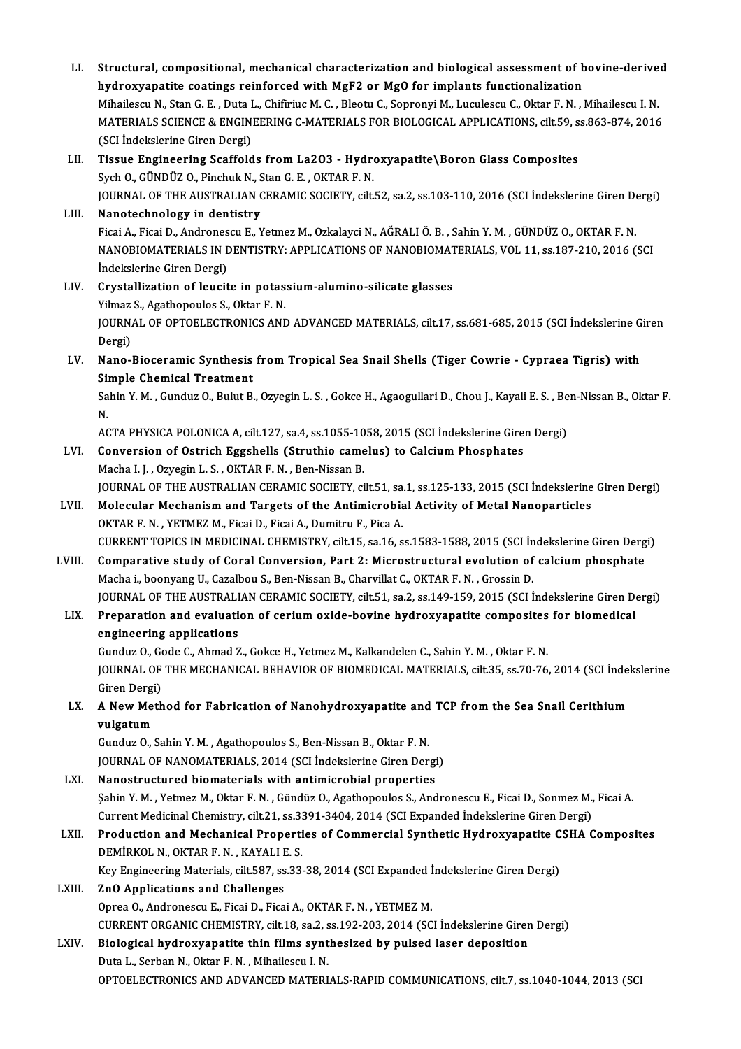LI. **Structural, compositional, mechanical characterization and biological assessment of bovine-derived hydroxyapatite coatings reinforced with MgF2 or MgO for implants functionalization**
Mihailescu N., Stan G. E. , Duta L., Chifiriuc M. C. , Bleotu C., Sopronyi M., Luculescu C., Oktar F. N. , Mihailescu I. N.
MATERIALS SCIENCE & ENGINEERING C-MATERIALS FOR BIOLOGICAL APPLICATIONS, cilt.59, ss.863-874, 2016 (SCI İndekslerine Giren Dergi)

LII. **Tissue Engineering Scaffolds from La2O3 - Hydroxyapatite\Boron Glass Composites**
Sych O., GÜNDÜZ O., Pinchuk N., Stan G. E. , OKTAR F. N.
JOURNAL OF THE AUSTRALIAN CERAMIC SOCIETY, cilt.52, sa.2, ss.103-110, 2016 (SCI İndekslerine Giren Dergi)

LIII. **Nanotechnology in dentistry**
Ficai A., Ficai D., Andronescu E., Yetmez M., Ozkalayci N., AĞRALI Ö. B. , Sahin Y. M. , GÜNDÜZ O., OKTAR F. N.
NANOBIOMATERIALS IN DENTISTRY: APPLICATIONS OF NANOBIOMATERIALS, VOL 11, ss.187-210, 2016 (SCI İndekslerine Giren Dergi)

LIV. **Crystallization of leucite in potassium-alumino-silicate glasses**
Yilmaz S., Agathopoulos S., Oktar F. N.
JOURNAL OF OPTOELECTRONICS AND ADVANCED MATERIALS, cilt.17, ss.681-685, 2015 (SCI İndekslerine Giren Dergi)

LV. **Nano-Bioceramic Synthesis from Tropical Sea Snail Shells (Tiger Cowrie - Cypraea Tigris) with Simple Chemical Treatment**
Sahin Y. M. , Gunduz O., Bulut B., Ozyegin L. S. , Gokce H., Agaogullari D., Chou J., Kayali E. S. , Ben-Nissan B., Oktar F. N.
ACTA PHYSICA POLONICA A, cilt.127, sa.4, ss.1055-1058, 2015 (SCI İndekslerine Giren Dergi)

LVI. **Conversion of Ostrich Eggshells (Struthio camelus) to Calcium Phosphates**
Macha I. J. , Ozyegin L. S. , OKTAR F. N. , Ben-Nissan B.
JOURNAL OF THE AUSTRALIAN CERAMIC SOCIETY, cilt.51, sa.1, ss.125-133, 2015 (SCI İndekslerine Giren Dergi)

LVII. **Molecular Mechanism and Targets of the Antimicrobial Activity of Metal Nanoparticles**
OKTAR F. N. , YETMEZ M., Ficai D., Ficai A., Dumitru F., Pica A.
CURRENT TOPICS IN MEDICINAL CHEMISTRY, cilt.15, sa.16, ss.1583-1588, 2015 (SCI İndekslerine Giren Dergi)

LVIII. **Comparative study of Coral Conversion, Part 2: Microstructural evolution of calcium phosphate**
Macha i., boonyang U., Cazalbou S., Ben-Nissan B., Charvillat C., OKTAR F. N. , Grossin D.
JOURNAL OF THE AUSTRALIAN CERAMIC SOCIETY, cilt.51, sa.2, ss.149-159, 2015 (SCI İndekslerine Giren Dergi)

LIX. **Preparation and evaluation of cerium oxide-bovine hydroxyapatite composites for biomedical engineering applications**
Gunduz O., Gode C., Ahmad Z., Gokce H., Yetmez M., Kalkandelen C., Sahin Y. M. , Oktar F. N.
JOURNAL OF THE MECHANICAL BEHAVIOR OF BIOMEDICAL MATERIALS, cilt.35, ss.70-76, 2014 (SCI İndekslerine Giren Dergi)

LX. **A New Method for Fabrication of Nanohydroxyapatite and TCP from the Sea Snail Cerithium vulgatum**
Gunduz O., Sahin Y. M. , Agathopoulos S., Ben-Nissan B., Oktar F. N.
JOURNAL OF NANOMATERIALS, 2014 (SCI İndekslerine Giren Dergi)

LXI. **Nanostructured biomaterials with antimicrobial properties**
Şahin Y. M. , Yetmez M., Oktar F. N. , Gündüz O., Agathopoulos S., Andronescu E., Ficai D., Sonmez M., Ficai A.
Current Medicinal Chemistry, cilt.21, ss.3391-3404, 2014 (SCI Expanded İndekslerine Giren Dergi)

LXII. **Production and Mechanical Properties of Commercial Synthetic Hydroxyapatite CSHA Composites**
DEMİRKOL N., OKTAR F. N. , KAYALI E. S.
Key Engineering Materials, cilt.587, ss.33-38, 2014 (SCI Expanded İndekslerine Giren Dergi)

LXIII. **ZnO Applications and Challenges**
Oprea O., Andronescu E., Ficai D., Ficai A., OKTAR F. N. , YETMEZ M.
CURRENT ORGANIC CHEMISTRY, cilt.18, sa.2, ss.192-203, 2014 (SCI İndekslerine Giren Dergi)

LXIV. **Biological hydroxyapatite thin films synthesized by pulsed laser deposition**
Duta L., Serban N., Oktar F. N. , Mihailescu I. N.
OPTOELECTRONICS AND ADVANCED MATERIALS-RAPID COMMUNICATIONS, cilt.7, ss.1040-1044, 2013 (SCI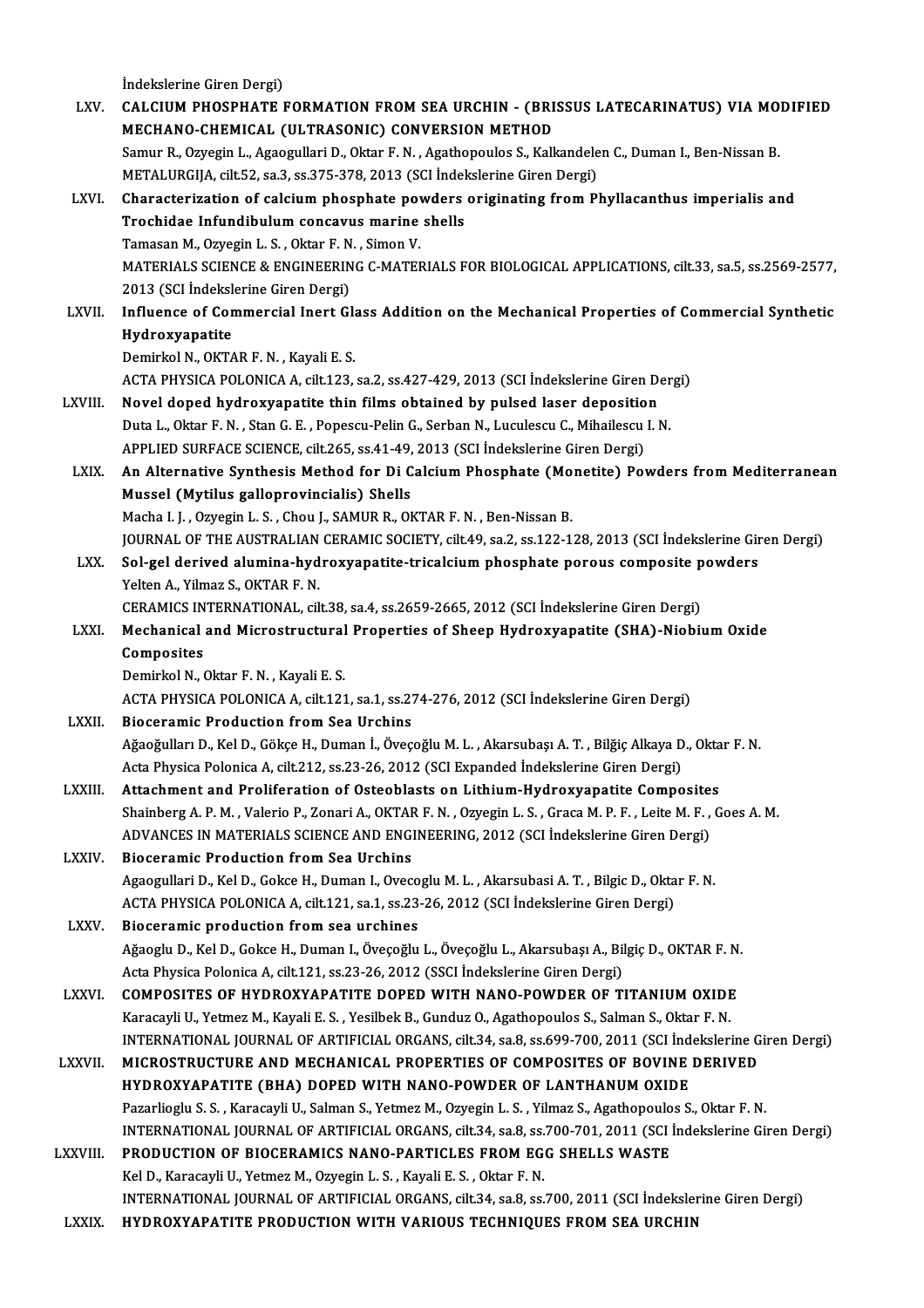İndekslerine Giren Dergi)

LXV. **CALCIUM PHOSPHATE FORMATION FROM SEA URCHIN - (BRISSUS LATECARINATUS) VIA MODIFIED MECHANO-CHEMICAL (ULTRASONIC) CONVERSION METHOD**
Samur R., Ozyegin L., Agaogullari D., Oktar F. N. , Agathopoulos S., Kalkandelen C., Duman I., Ben-Nissan B.
METALURGIJA, cilt.52, sa.3, ss.375-378, 2013 (SCI İndekslerine Giren Dergi)

LXVI. **Characterization of calcium phosphate powders originating from Phyllacanthus imperialis and Trochidae Infundibulum concavus marine shells**
Tamasan M., Ozyegin L. S. , Oktar F. N. , Simon V.
MATERIALS SCIENCE & ENGINEERING C-MATERIALS FOR BIOLOGICAL APPLICATIONS, cilt.33, sa.5, ss.2569-2577, 2013 (SCI İndekslerine Giren Dergi)

LXVII. **Influence of Commercial Inert Glass Addition on the Mechanical Properties of Commercial Synthetic Hydroxyapatite**
Demirkol N., OKTAR F. N. , Kayali E. S.
ACTA PHYSICA POLONICA A, cilt.123, sa.2, ss.427-429, 2013 (SCI İndekslerine Giren Dergi)

LXVIII. **Novel doped hydroxyapatite thin films obtained by pulsed laser deposition**
Duta L., Oktar F. N. , Stan G. E. , Popescu-Pelin G., Serban N., Luculescu C., Mihailescu I. N.
APPLIED SURFACE SCIENCE, cilt.265, ss.41-49, 2013 (SCI İndekslerine Giren Dergi)

LXIX. **An Alternative Synthesis Method for Di Calcium Phosphate (Monetite) Powders from Mediterranean Mussel (Mytilus galloprovincialis) Shells**
Macha I. J. , Ozyegin L. S. , Chou J., SAMUR R., OKTAR F. N. , Ben-Nissan B.
JOURNAL OF THE AUSTRALIAN CERAMIC SOCIETY, cilt.49, sa.2, ss.122-128, 2013 (SCI İndekslerine Giren Dergi)

LXX. **Sol-gel derived alumina-hydroxyapatite-tricalcium phosphate porous composite powders**
Yelten A., Yilmaz S., OKTAR F. N.
CERAMICS INTERNATIONAL, cilt.38, sa.4, ss.2659-2665, 2012 (SCI İndekslerine Giren Dergi)

LXXI. **Mechanical and Microstructural Properties of Sheep Hydroxyapatite (SHA)-Niobium Oxide Composites**
Demirkol N., Oktar F. N. , Kayali E. S.
ACTA PHYSICA POLONICA A, cilt.121, sa.1, ss.274-276, 2012 (SCI İndekslerine Giren Dergi)

LXXII. **Bioceramic Production from Sea Urchins**
Ağaoğulları D., Kel D., Gökçe H., Duman İ., Öveçoğlu M. L. , Akarsubaşı A. T. , Bilğiç Alkaya D., Oktar F. N.
Acta Physica Polonica A, cilt.212, ss.23-26, 2012 (SCI Expanded İndekslerine Giren Dergi)

LXXIII. **Attachment and Proliferation of Osteoblasts on Lithium-Hydroxyapatite Composites**
Shainberg A. P. M. , Valerio P., Zonari A., OKTAR F. N. , Ozyegin L. S. , Graca M. P. F. , Leite M. F. , Goes A. M.
ADVANCES IN MATERIALS SCIENCE AND ENGINEERING, 2012 (SCI İndekslerine Giren Dergi)

LXXIV. **Bioceramic Production from Sea Urchins**
Agaogullari D., Kel D., Gokce H., Duman I., Ovecoglu M. L. , Akarsubasi A. T. , Bilgic D., Oktar F. N.
ACTA PHYSICA POLONICA A, cilt.121, sa.1, ss.23-26, 2012 (SCI İndekslerine Giren Dergi)

LXXV. **Bioceramic production from sea urchines**
Ağaoglu D., Kel D., Gokce H., Duman I., Öveçoğlu L., Öveçoğlu L., Akarsubaşı A., Bilgiç D., OKTAR F. N.
Acta Physica Polonica A, cilt.121, sa.1, ss.23-26, 2012 (SSCI İndekslerine Giren Dergi)

LXXVI. **COMPOSITES OF HYDROXYAPATITE DOPED WITH NANO-POWDER OF TITANIUM OXIDE**
Karacayli U., Yetmez M., Kayali E. S. , Yesilbek B., Gunduz O., Agathopoulos S., Salman S., Oktar F. N.
INTERNATIONAL JOURNAL OF ARTIFICIAL ORGANS, cilt.34, sa.8, ss.699-700, 2011 (SCI İndekslerine Giren Dergi)

LXXVII. **MICROSTRUCTURE AND MECHANICAL PROPERTIES OF COMPOSITES OF BOVINE DERIVED HYDROXYAPATITE (BHA) DOPED WITH NANO-POWDER OF LANTHANUM OXIDE**
Pazarlioglu S. S. , Karacayli U., Salman S., Yetmez M., Ozyegin L. S. , Yilmaz S., Agathopoulos S., Oktar F. N.
INTERNATIONAL JOURNAL OF ARTIFICIAL ORGANS, cilt.34, sa.8, ss.700-701, 2011 (SCI İndekslerine Giren Dergi)

LXXVIII. **PRODUCTION OF BIOCERAMICS NANO-PARTICLES FROM EGG SHELLS WASTE**
Kel D., Karacayli U., Yetmez M., Ozyegin L. S. , Kayali E. S. , Oktar F. N.
INTERNATIONAL JOURNAL OF ARTIFICIAL ORGANS, cilt.34, sa.8, ss.700, 2011 (SCI İndekslerine Giren Dergi)

LXXIX. **HYDROXYAPATITE PRODUCTION WITH VARIOUS TECHNIQUES FROM SEA URCHIN**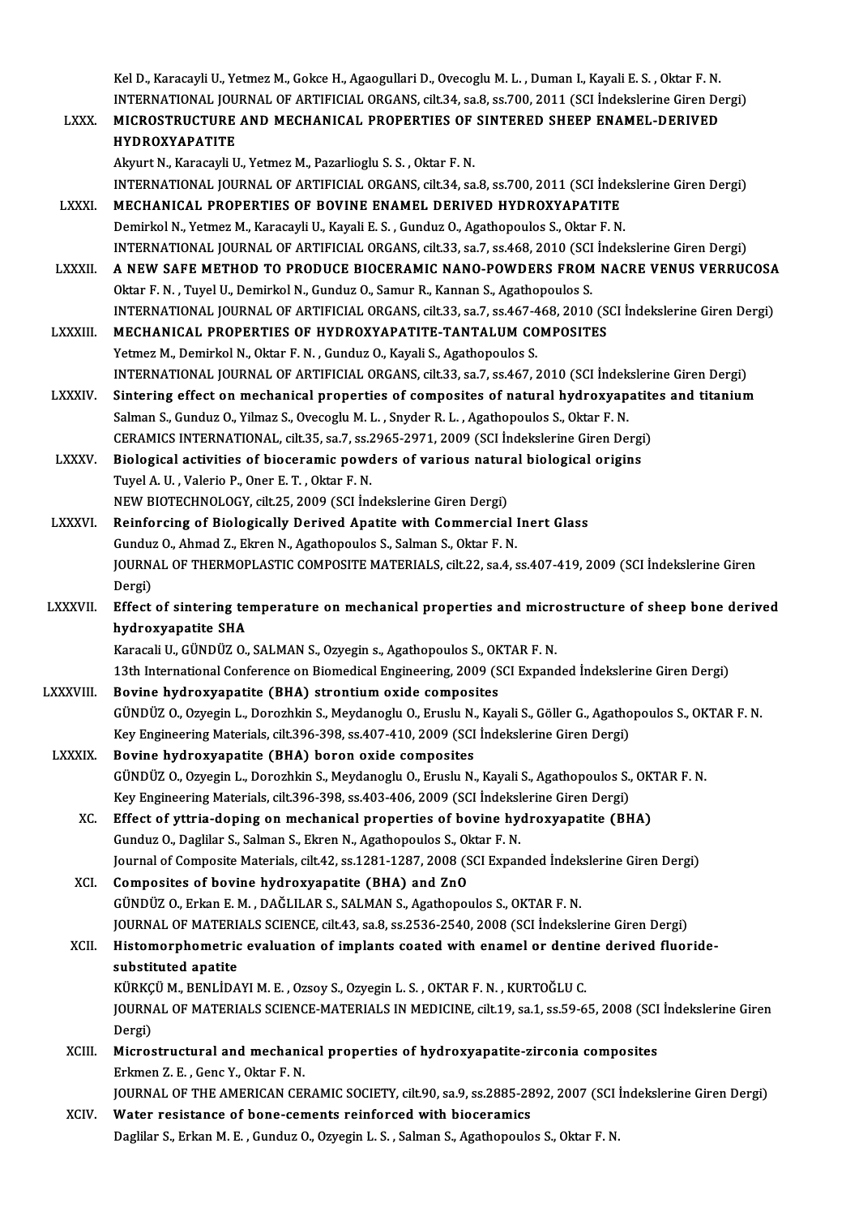Kel D., Karacayli U., Yetmez M., Gokce H., Agaogullari D., Ovecoglu M. L. , Duman I., Kayali E. S. , Oktar F. N.
INTERNATIONAL JOURNAL OF ARTIFICIAL ORGANS, cilt.34, sa.8, ss.700, 2011 (SCI İndekslerine Giren Dergi)

LXXX. **MICROSTRUCTURE AND MECHANICAL PROPERTIES OF SINTERED SHEEP ENAMEL-DERIVED HYDROXYAPATITE**
Akyurt N., Karacayli U., Yetmez M., Pazarlioglu S. S. , Oktar F. N.
INTERNATIONAL JOURNAL OF ARTIFICIAL ORGANS, cilt.34, sa.8, ss.700, 2011 (SCI İndekslerine Giren Dergi)

LXXXI. **MECHANICAL PROPERTIES OF BOVINE ENAMEL DERIVED HYDROXYAPATITE**
Demirkol N., Yetmez M., Karacayli U., Kayali E. S. , Gunduz O., Agathopoulos S., Oktar F. N.
INTERNATIONAL JOURNAL OF ARTIFICIAL ORGANS, cilt.33, sa.7, ss.468, 2010 (SCI İndekslerine Giren Dergi)

LXXXII. **A NEW SAFE METHOD TO PRODUCE BIOCERAMIC NANO-POWDERS FROM NACRE VENUS VERRUCOSA**
Oktar F. N. , Tuyel U., Demirkol N., Gunduz O., Samur R., Kannan S., Agathopoulos S.
INTERNATIONAL JOURNAL OF ARTIFICIAL ORGANS, cilt.33, sa.7, ss.467-468, 2010 (SCI İndekslerine Giren Dergi)

LXXXIII. **MECHANICAL PROPERTIES OF HYDROXYAPATITE-TANTALUM COMPOSITES**
Yetmez M., Demirkol N., Oktar F. N. , Gunduz O., Kayali S., Agathopoulos S.
INTERNATIONAL JOURNAL OF ARTIFICIAL ORGANS, cilt.33, sa.7, ss.467, 2010 (SCI İndekslerine Giren Dergi)

LXXXIV. **Sintering effect on mechanical properties of composites of natural hydroxyapatites and titanium**
Salman S., Gunduz O., Yilmaz S., Ovecoglu M. L. , Snyder R. L. , Agathopoulos S., Oktar F. N.
CERAMICS INTERNATIONAL, cilt.35, sa.7, ss.2965-2971, 2009 (SCI İndekslerine Giren Dergi)

LXXXV. **Biological activities of bioceramic powders of various natural biological origins**
Tuyel A. U. , Valerio P., Oner E. T. , Oktar F. N.
NEW BIOTECHNOLOGY, cilt.25, 2009 (SCI İndekslerine Giren Dergi)

LXXXVI. **Reinforcing of Biologically Derived Apatite with Commercial Inert Glass**
Gunduz O., Ahmad Z., Ekren N., Agathopoulos S., Salman S., Oktar F. N.
JOURNAL OF THERMOPLASTIC COMPOSITE MATERIALS, cilt.22, sa.4, ss.407-419, 2009 (SCI İndekslerine Giren Dergi)

LXXXVII. **Effect of sintering temperature on mechanical properties and microstructure of sheep bone derived hydroxyapatite SHA**
Karacali U., GÜNDÜZ O., SALMAN S., Ozyegin s., Agathopoulos S., OKTAR F. N.
13th International Conference on Biomedical Engineering, 2009 (SCI Expanded İndekslerine Giren Dergi)

LXXXVIII. **Bovine hydroxyapatite (BHA) strontium oxide composites**
GÜNDÜZ O., Ozyegin L., Dorozhkin S., Meydanoglu O., Eruslu N., Kayali S., Göller G., Agathopoulos S., OKTAR F. N.
Key Engineering Materials, cilt.396-398, ss.407-410, 2009 (SCI İndekslerine Giren Dergi)

LXXXIX. **Bovine hydroxyapatite (BHA) boron oxide composites**
GÜNDÜZ O., Ozyegin L., Dorozhkin S., Meydanoglu O., Eruslu N., Kayali S., Agathopoulos S., OKTAR F. N.
Key Engineering Materials, cilt.396-398, ss.403-406, 2009 (SCI İndekslerine Giren Dergi)

XC. **Effect of yttria-doping on mechanical properties of bovine hydroxyapatite (BHA)**
Gunduz O., Daglilar S., Salman S., Ekren N., Agathopoulos S., Oktar F. N.
Journal of Composite Materials, cilt.42, ss.1281-1287, 2008 (SCI Expanded İndekslerine Giren Dergi)

XCI. **Composites of bovine hydroxyapatite (BHA) and ZnO**
GÜNDÜZ O., Erkan E. M. , DAĞLILAR S., SALMAN S., Agathopoulos S., OKTAR F. N.
JOURNAL OF MATERIALS SCIENCE, cilt.43, sa.8, ss.2536-2540, 2008 (SCI İndekslerine Giren Dergi)

XCII. **Histomorphometric evaluation of implants coated with enamel or dentine derived fluoride-substituted apatite**
KÜRKÇÜ M., BENLİDAYI M. E. , Ozsoy S., Ozyegin L. S. , OKTAR F. N. , KURTOĞLU C.
JOURNAL OF MATERIALS SCIENCE-MATERIALS IN MEDICINE, cilt.19, sa.1, ss.59-65, 2008 (SCI İndekslerine Giren Dergi)

XCIII. **Microstructural and mechanical properties of hydroxyapatite-zirconia composites**
Erkmen Z. E. , Genc Y., Oktar F. N.
JOURNAL OF THE AMERICAN CERAMIC SOCIETY, cilt.90, sa.9, ss.2885-2892, 2007 (SCI İndekslerine Giren Dergi)

XCIV. **Water resistance of bone-cements reinforced with bioceramics**
Daglilar S., Erkan M. E. , Gunduz O., Ozyegin L. S. , Salman S., Agathopoulos S., Oktar F. N.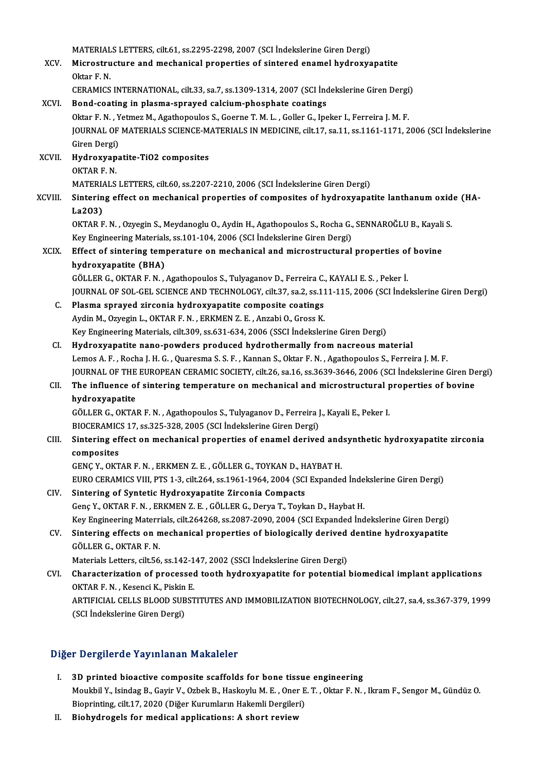MATERIALS LETTERS, cilt.61, ss.2295-2298, 2007 (SCI İndekslerine Giren Dergi)

XCV. **Microstructure and mechanical properties of sintered enamel hydroxyapatite**
Oktar F. N.
CERAMICS INTERNATIONAL, cilt.33, sa.7, ss.1309-1314, 2007 (SCI İndekslerine Giren Dergi)

XCVI. **Bond-coating in plasma-sprayed calcium-phosphate coatings**
Oktar F. N. , Yetmez M., Agathopoulos S., Goerne T. M. L. , Goller G., Ipeker I., Ferreira J. M. F.
JOURNAL OF MATERIALS SCIENCE-MATERIALS IN MEDICINE, cilt.17, sa.11, ss.1161-1171, 2006 (SCI İndekslerine Giren Dergi)

XCVII. **Hydroxyapatite-TiO2 composites**
OKTAR F. N.
MATERIALS LETTERS, cilt.60, ss.2207-2210, 2006 (SCI İndekslerine Giren Dergi)

XCVIII. **Sintering effect on mechanical properties of composites of hydroxyapatite lanthanum oxide (HA-La2O3)**
OKTAR F. N. , Ozyegin S., Meydanoglu O., Aydin H., Agathopoulos S., Rocha G., SENNAROĞLU B., Kayali S.
Key Engineering Materials, ss.101-104, 2006 (SCI İndekslerine Giren Dergi)

XCIX. **Effect of sintering temperature on mechanical and microstructural properties of bovine hydroxyapatite (BHA)**
GÖLLER G., OKTAR F. N. , Agathopoulos S., Tulyaganov D., Ferreira C., KAYALI E. S. , Peker İ.
JOURNAL OF SOL-GEL SCIENCE AND TECHNOLOGY, cilt.37, sa.2, ss.111-115, 2006 (SCI İndekslerine Giren Dergi)

C. **Plasma sprayed zirconia hydroxyapatite composite coatings**
Aydin M., Ozyegin L., OKTAR F. N. , ERKMEN Z. E. , Anzabi O., Gross K.
Key Engineering Materials, cilt.309, ss.631-634, 2006 (SSCI İndekslerine Giren Dergi)

CI. **Hydroxyapatite nano-powders produced hydrothermally from nacreous material**
Lemos A. F. , Rocha J. H. G. , Quaresma S. S. F. , Kannan S., Oktar F. N. , Agathopoulos S., Ferreira J. M. F.
JOURNAL OF THE EUROPEAN CERAMIC SOCIETY, cilt.26, sa.16, ss.3639-3646, 2006 (SCI İndekslerine Giren Dergi)

CII. **The influence of sintering temperature on mechanical and microstructural properties of bovine hydroxyapatite**
GÖLLER G., OKTAR F. N. , Agathopoulos S., Tulyaganov D., Ferreira J., Kayali E., Peker I.
BIOCERAMICS 17, ss.325-328, 2005 (SCI İndekslerine Giren Dergi)

CIII. **Sintering effect on mechanical properties of enamel derived andsynthetic hydroxyapatite zirconia composites**
GENÇ Y., OKTAR F. N. , ERKMEN Z. E. , GÖLLER G., TOYKAN D., HAYBAT H.
EURO CERAMICS VIII, PTS 1-3, cilt.264, ss.1961-1964, 2004 (SCI Expanded İndekslerine Giren Dergi)

CIV. **Sintering of Syntetic Hydroxyapatite Zirconia Compacts**
Genç Y., OKTAR F. N. , ERKMEN Z. E. , GÖLLER G., Derya T., Toykan D., Haybat H.
Key Engineering Materrials, cilt.264268, ss.2087-2090, 2004 (SCI Expanded İndekslerine Giren Dergi)

CV. **Sintering effects on mechanical properties of biologically derived dentine hydroxyapatite**
GÖLLER G., OKTAR F. N.
Materials Letters, cilt.56, ss.142-147, 2002 (SSCI İndekslerine Giren Dergi)

CVI. **Characterization of processed tooth hydroxyapatite for potential biomedical implant applications**
OKTAR F. N. , Kesenci K., Piskin E.
ARTIFICIAL CELLS BLOOD SUBSTITUTES AND IMMOBILIZATION BIOTECHNOLOGY, cilt.27, sa.4, ss.367-379, 1999 (SCI İndekslerine Giren Dergi)

## Diğer Dergilerde Yayınlanan Makaleler

I. **3D printed bioactive composite scaffolds for bone tissue engineering**
Moukbil Y., Isindag B., Gayir V., Ozbek B., Haskoylu M. E. , Oner E. T. , Oktar F. N. , Ikram F., Sengor M., Gündüz O.
Bioprinting, cilt.17, 2020 (Diğer Kurumların Hakemli Dergileri)

II. **Biohydrogels for medical applications: A short review**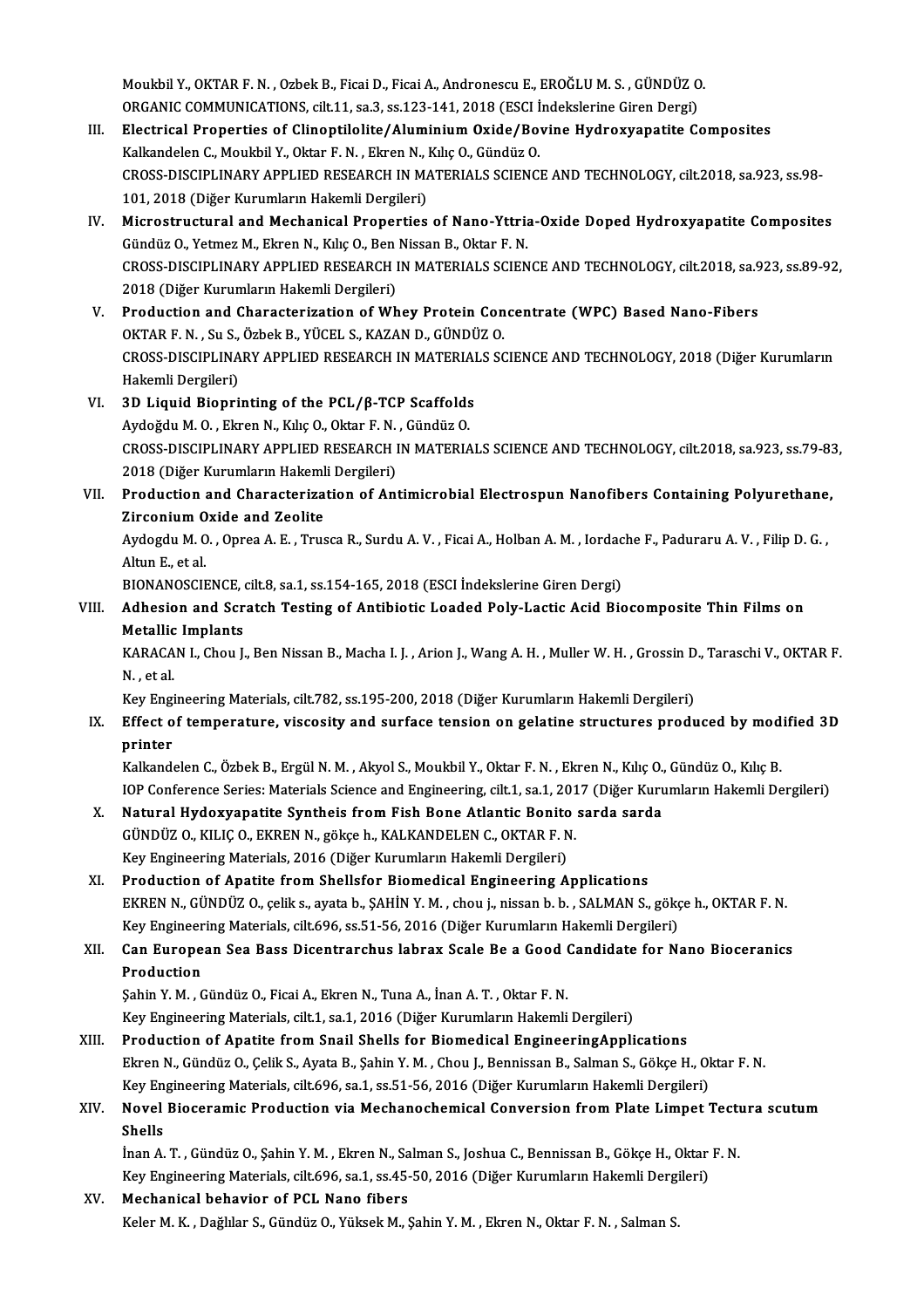Moukbil Y., OKTAR F. N. , Ozbek B., Ficai D., Ficai A., Andronescu E., EROĞLU M. S. , GÜNDÜZ O.
ORGANIC COMMUNICATIONS, cilt.11, sa.3, ss.123-141, 2018 (ESCI İndekslerine Giren Dergi)

III. **Electrical Properties of Clinoptilolite/Aluminium Oxide/Bovine Hydroxyapatite Composites**
Kalkandelen C., Moukbil Y., Oktar F. N. , Ekren N., Kılıç O., Gündüz O.
CROSS-DISCIPLINARY APPLIED RESEARCH IN MATERIALS SCIENCE AND TECHNOLOGY, cilt.2018, sa.923, ss.98-101, 2018 (Diğer Kurumların Hakemli Dergileri)

IV. **Microstructural and Mechanical Properties of Nano-Yttria-Oxide Doped Hydroxyapatite Composites**
Gündüz O., Yetmez M., Ekren N., Kılıç O., Ben Nissan B., Oktar F. N.
CROSS-DISCIPLINARY APPLIED RESEARCH IN MATERIALS SCIENCE AND TECHNOLOGY, cilt.2018, sa.923, ss.89-92, 2018 (Diğer Kurumların Hakemli Dergileri)

V. **Production and Characterization of Whey Protein Concentrate (WPC) Based Nano-Fibers**
OKTAR F. N. , Su S., Özbek B., YÜCEL S., KAZAN D., GÜNDÜZ O.
CROSS-DISCIPLINARY APPLIED RESEARCH IN MATERIALS SCIENCE AND TECHNOLOGY, 2018 (Diğer Kurumların Hakemli Dergileri)

VI. **3D Liquid Bioprinting of the PCL/β-TCP Scaffolds**
Aydoğdu M. O. , Ekren N., Kılıç O., Oktar F. N. , Gündüz O.
CROSS-DISCIPLINARY APPLIED RESEARCH IN MATERIALS SCIENCE AND TECHNOLOGY, cilt.2018, sa.923, ss.79-83, 2018 (Diğer Kurumların Hakemli Dergileri)

VII. **Production and Characterization of Antimicrobial Electrospun Nanofibers Containing Polyurethane, Zirconium Oxide and Zeolite**
Aydogdu M. O. , Oprea A. E. , Trusca R., Surdu A. V. , Ficai A., Holban A. M. , Iordache F., Paduraru A. V. , Filip D. G. , Altun E., et al.
BIONANOSCIENCE, cilt.8, sa.1, ss.154-165, 2018 (ESCI İndekslerine Giren Dergi)

VIII. **Adhesion and Scratch Testing of Antibiotic Loaded Poly-Lactic Acid Biocomposite Thin Films on Metallic Implants**
KARACAN I., Chou J., Ben Nissan B., Macha I. J. , Arion J., Wang A. H. , Muller W. H. , Grossin D., Taraschi V., OKTAR F. N. , et al.
Key Engineering Materials, cilt.782, ss.195-200, 2018 (Diğer Kurumların Hakemli Dergileri)

IX. **Effect of temperature, viscosity and surface tension on gelatine structures produced by modified 3D printer**
Kalkandelen C., Özbek B., Ergül N. M. , Akyol S., Moukbil Y., Oktar F. N. , Ekren N., Kılıç O., Gündüz O., Kılıç B.
IOP Conference Series: Materials Science and Engineering, cilt.1, sa.1, 2017 (Diğer Kurumların Hakemli Dergileri)

X. **Natural Hydoxyapatite Syntheis from Fish Bone Atlantic Bonito sarda sarda**
GÜNDÜZ O., KILIÇ O., EKREN N., gökçe h., KALKANDELEN C., OKTAR F. N.
Key Engineering Materials, 2016 (Diğer Kurumların Hakemli Dergileri)

XI. **Production of Apatite from Shellsfor Biomedical Engineering Applications**
EKREN N., GÜNDÜZ O., çelik s., ayata b., ŞAHİN Y. M. , chou j., nissan b. b. , SALMAN S., gökçe h., OKTAR F. N.
Key Engineering Materials, cilt.696, ss.51-56, 2016 (Diğer Kurumların Hakemli Dergileri)

XII. **Can European Sea Bass Dicentrarchus labrax Scale Be a Good Candidate for Nano Bioceranics Production**
Şahin Y. M. , Gündüz O., Ficai A., Ekren N., Tuna A., İnan A. T. , Oktar F. N.
Key Engineering Materials, cilt.1, sa.1, 2016 (Diğer Kurumların Hakemli Dergileri)

XIII. **Production of Apatite from Snail Shells for Biomedical EngineeringApplications**
Ekren N., Gündüz O., Çelik S., Ayata B., Şahin Y. M. , Chou J., Bennissan B., Salman S., Gökçe H., Oktar F. N.
Key Engineering Materials, cilt.696, sa.1, ss.51-56, 2016 (Diğer Kurumların Hakemli Dergileri)

XIV. **Novel Bioceramic Production via Mechanochemical Conversion from Plate Limpet Tectura scutum Shells**
İnan A. T. , Gündüz O., Şahin Y. M. , Ekren N., Salman S., Joshua C., Bennissan B., Gökçe H., Oktar F. N.
Key Engineering Materials, cilt.696, sa.1, ss.45-50, 2016 (Diğer Kurumların Hakemli Dergileri)

XV. **Mechanical behavior of PCL Nano fibers**
Keler M. K. , Dağlılar S., Gündüz O., Yüksek M., Şahin Y. M. , Ekren N., Oktar F. N. , Salman S.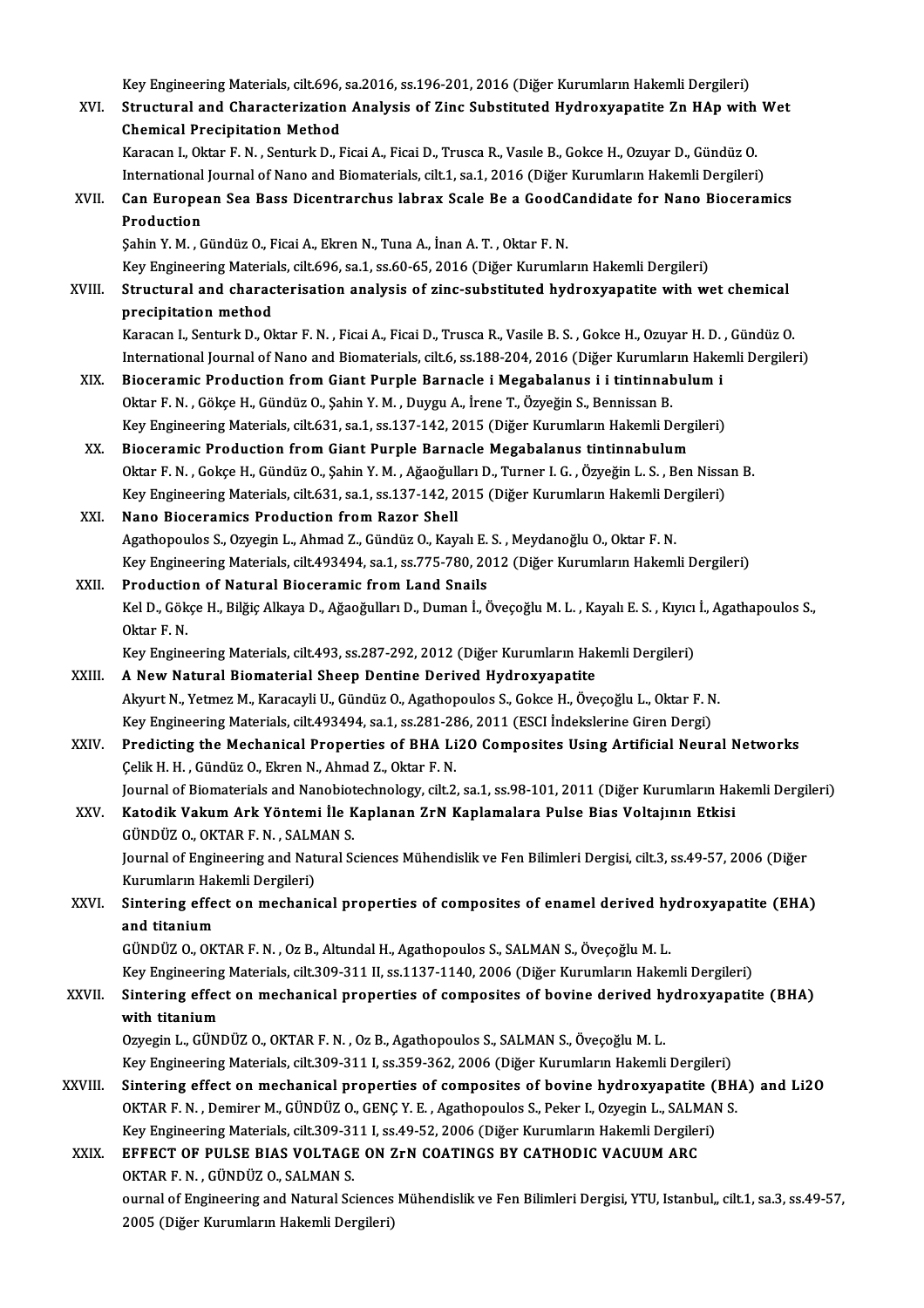Key Engineering Materials, cilt.696, sa.2016, ss.196-201, 2016 (Diğer Kurumların Hakemli Dergileri)

XVI. **Structural and Characterization Analysis of Zinc Substituted Hydroxyapatite Zn HAp with Wet Chemical Precipitation Method**
Karacan I., Oktar F. N. , Senturk D., Ficai A., Ficai D., Trusca R., Vasıle B., Gokce H., Ozuyar D., Gündüz O.
International Journal of Nano and Biomaterials, cilt.1, sa.1, 2016 (Diğer Kurumların Hakemli Dergileri)

XVII. **Can European Sea Bass Dicentrarchus labrax Scale Be a GoodCandidate for Nano Bioceramics Production**
Şahin Y. M. , Gündüz O., Ficai A., Ekren N., Tuna A., İnan A. T. , Oktar F. N.
Key Engineering Materials, cilt.696, sa.1, ss.60-65, 2016 (Diğer Kurumların Hakemli Dergileri)

XVIII. **Structural and characterisation analysis of zinc-substituted hydroxyapatite with wet chemical precipitation method**
Karacan I., Senturk D., Oktar F. N. , Ficai A., Ficai D., Trusca R., Vasile B. S. , Gokce H., Ozuyar H. D. , Gündüz O.
International Journal of Nano and Biomaterials, cilt.6, ss.188-204, 2016 (Diğer Kurumların Hakemli Dergileri)

XIX. **Bioceramic Production from Giant Purple Barnacle i Megabalanus i i tintinnabulum i**
Oktar F. N. , Gökçe H., Gündüz O., Şahin Y. M. , Duygu A., İrene T., Özyeğin S., Bennissan B.
Key Engineering Materials, cilt.631, sa.1, ss.137-142, 2015 (Diğer Kurumların Hakemli Dergileri)

XX. **Bioceramic Production from Giant Purple Barnacle Megabalanus tintinnabulum**
Oktar F. N. , Gokçe H., Gündüz O., Şahin Y. M. , Ağaoğulları D., Turner I. G. , Özyeğin L. S. , Ben Nissan B.
Key Engineering Materials, cilt.631, sa.1, ss.137-142, 2015 (Diğer Kurumların Hakemli Dergileri)

XXI. **Nano Bioceramics Production from Razor Shell**
Agathopoulos S., Ozyegin L., Ahmad Z., Gündüz O., Kayalı E. S. , Meydanoğlu O., Oktar F. N.
Key Engineering Materials, cilt.493494, sa.1, ss.775-780, 2012 (Diğer Kurumların Hakemli Dergileri)

XXII. **Production of Natural Bioceramic from Land Snails**
Kel D., Gökçe H., Bilğiç Alkaya D., Ağaoğulları D., Duman İ., Öveçoğlu M. L. , Kayalı E. S. , Kıyıcı İ., Agathapoulos S., Oktar F. N.
Key Engineering Materials, cilt.493, ss.287-292, 2012 (Diğer Kurumların Hakemli Dergileri)

XXIII. **A New Natural Biomaterial Sheep Dentine Derived Hydroxyapatite**
Akyurt N., Yetmez M., Karacayli U., Gündüz O., Agathopoulos S., Gokce H., Öveçoğlu L., Oktar F. N.
Key Engineering Materials, cilt.493494, sa.1, ss.281-286, 2011 (ESCI İndekslerine Giren Dergi)

XXIV. **Predicting the Mechanical Properties of BHA Li2O Composites Using Artificial Neural Networks**
Çelik H. H. , Gündüz O., Ekren N., Ahmad Z., Oktar F. N.
Journal of Biomaterials and Nanobiotechnology, cilt.2, sa.1, ss.98-101, 2011 (Diğer Kurumların Hakemli Dergileri)

XXV. **Katodik Vakum Ark Yöntemi İle Kaplanan ZrN Kaplamalara Pulse Bias Voltajının Etkisi**
GÜNDÜZ O., OKTAR F. N. , SALMAN S.
Journal of Engineering and Natural Sciences Mühendislik ve Fen Bilimleri Dergisi, cilt.3, ss.49-57, 2006 (Diğer Kurumların Hakemli Dergileri)

XXVI. **Sintering effect on mechanical properties of composites of enamel derived hydroxyapatite (EHA) and titanium**
GÜNDÜZ O., OKTAR F. N. , Oz B., Altundal H., Agathopoulos S., SALMAN S., Öveçoğlu M. L.
Key Engineering Materials, cilt.309-311 II, ss.1137-1140, 2006 (Diğer Kurumların Hakemli Dergileri)

XXVII. **Sintering effect on mechanical properties of composites of bovine derived hydroxyapatite (BHA) with titanium**
Ozyegin L., GÜNDÜZ O., OKTAR F. N. , Oz B., Agathopoulos S., SALMAN S., Öveçoğlu M. L.
Key Engineering Materials, cilt.309-311 I, ss.359-362, 2006 (Diğer Kurumların Hakemli Dergileri)

XXVIII. **Sintering effect on mechanical properties of composites of bovine hydroxyapatite (BHA) and Li2O**
OKTAR F. N. , Demirer M., GÜNDÜZ O., GENÇ Y. E. , Agathopoulos S., Peker I., Ozyegin L., SALMAN S.
Key Engineering Materials, cilt.309-311 I, ss.49-52, 2006 (Diğer Kurumların Hakemli Dergileri)

XXIX. **EFFECT OF PULSE BIAS VOLTAGE ON ZrN COATINGS BY CATHODIC VACUUM ARC**
OKTAR F. N. , GÜNDÜZ O., SALMAN S.
ournal of Engineering and Natural Sciences Mühendislik ve Fen Bilimleri Dergisi, YTU, Istanbul,, cilt.1, sa.3, ss.49-57, 2005 (Diğer Kurumların Hakemli Dergileri)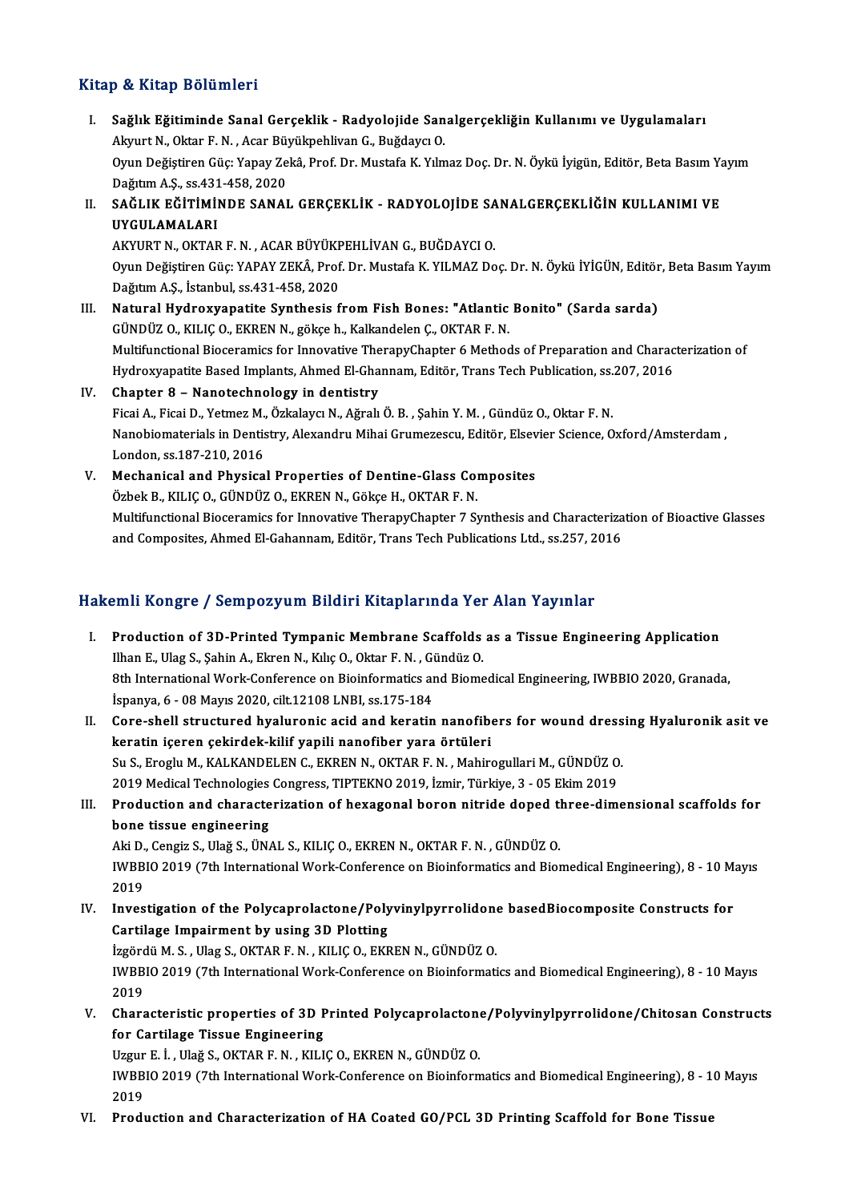## Kitap & Kitap Bölümleri

I. **Sağlık Eğitiminde Sanal Gerçeklik - Radyolojide Sanalgerçekliğin Kullanımı ve Uygulamaları**
   Akyurt N., Oktar F. N. , Acar Büyükpehlivan G., Buğdaycı O.
   Oyun Değiştiren Güç: Yapay Zekâ, Prof. Dr. Mustafa K. Yılmaz Doç. Dr. N. Öykü İyigün, Editör, Beta Basım Yayım Dağıtım A.Ş., ss.431-458, 2020

II. **SAĞLIK EĞİTİMİNDE SANAL GERÇEKLİK - RADYOLOJİDE SANALGERÇEKLİĞİN KULLANIMI VE UYGULAMALARI**
   AKYURT N., OKTAR F. N. , ACAR BÜYÜKPEHLİVAN G., BUĞDAYCI O.
   Oyun Değiştiren Güç: YAPAY ZEKÂ, Prof. Dr. Mustafa K. YILMAZ Doç. Dr. N. Öykü İYİGÜN, Editör, Beta Basım Yayım Dağıtım A.Ş., İstanbul, ss.431-458, 2020

III. **Natural Hydroxyapatite Synthesis from Fish Bones: "Atlantic Bonito" (Sarda sarda)**
   GÜNDÜZ O., KILIÇ O., EKREN N., gökçe h., Kalkandelen Ç., OKTAR F. N.
   Multifunctional Bioceramics for Innovative TherapyChapter 6 Methods of Preparation and Characterization of Hydroxyapatite Based Implants, Ahmed El-Ghannam, Editör, Trans Tech Publication, ss.207, 2016

IV. **Chapter 8 – Nanotechnology in dentistry**
   Ficai A., Ficai D., Yetmez M., Özkalaycı N., Ağralı Ö. B. , Şahin Y. M. , Gündüz O., Oktar F. N.
   Nanobiomaterials in Dentistry, Alexandru Mihai Grumezescu, Editör, Elsevier Science, Oxford/Amsterdam , London, ss.187-210, 2016

V. **Mechanical and Physical Properties of Dentine-Glass Composites**
   Özbek B., KILIÇ O., GÜNDÜZ O., EKREN N., Gökçe H., OKTAR F. N.
   Multifunctional Bioceramics for Innovative TherapyChapter 7 Synthesis and Characterization of Bioactive Glasses and Composites, Ahmed El-Gahannam, Editör, Trans Tech Publications Ltd., ss.257, 2016

## Hakemli Kongre / Sempozyum Bildiri Kitaplarında Yer Alan Yayınlar

I. **Production of 3D-Printed Tympanic Membrane Scaffolds as a Tissue Engineering Application**
   Ilhan E., Ulag S., Şahin A., Ekren N., Kılıç O., Oktar F. N. , Gündüz O.
   8th International Work-Conference on Bioinformatics and Biomedical Engineering, IWBBIO 2020, Granada, İspanya, 6 - 08 Mayıs 2020, cilt.12108 LNBI, ss.175-184

II. **Core-shell structured hyaluronic acid and keratin nanofibers for wound dressing Hyaluronik asit ve keratin içeren çekirdek-kilif yapili nanofiber yara örtüleri**
   Su S., Eroglu M., KALKANDELEN C., EKREN N., OKTAR F. N. , Mahirogullari M., GÜNDÜZ O.
   2019 Medical Technologies Congress, TIPTEKNO 2019, İzmir, Türkiye, 3 - 05 Ekim 2019

III. **Production and characterization of hexagonal boron nitride doped three-dimensional scaffolds for bone tissue engineering**
   Aki D., Cengiz S., Ulağ S., ÜNAL S., KILIÇ O., EKREN N., OKTAR F. N. , GÜNDÜZ O.
   IWBBIO 2019 (7th International Work-Conference on Bioinformatics and Biomedical Engineering), 8 - 10 Mayıs 2019

IV. **Investigation of the Polycaprolactone/Polyvinylpyrrolidone basedBiocomposite Constructs for Cartilage Impairment by using 3D Plotting**
   İzgördü M. S. , Ulag S., OKTAR F. N. , KILIÇ O., EKREN N., GÜNDÜZ O.
   IWBBIO 2019 (7th International Work-Conference on Bioinformatics and Biomedical Engineering), 8 - 10 Mayıs 2019

V. **Characteristic properties of 3D Printed Polycaprolactone/Polyvinylpyrrolidone/Chitosan Constructs for Cartilage Tissue Engineering**
   Uzgur E. İ. , Ulağ S., OKTAR F. N. , KILIÇ O., EKREN N., GÜNDÜZ O.
   IWBBIO 2019 (7th International Work-Conference on Bioinformatics and Biomedical Engineering), 8 - 10 Mayıs 2019

VI. **Production and Characterization of HA Coated GO/PCL 3D Printing Scaffold for Bone Tissue**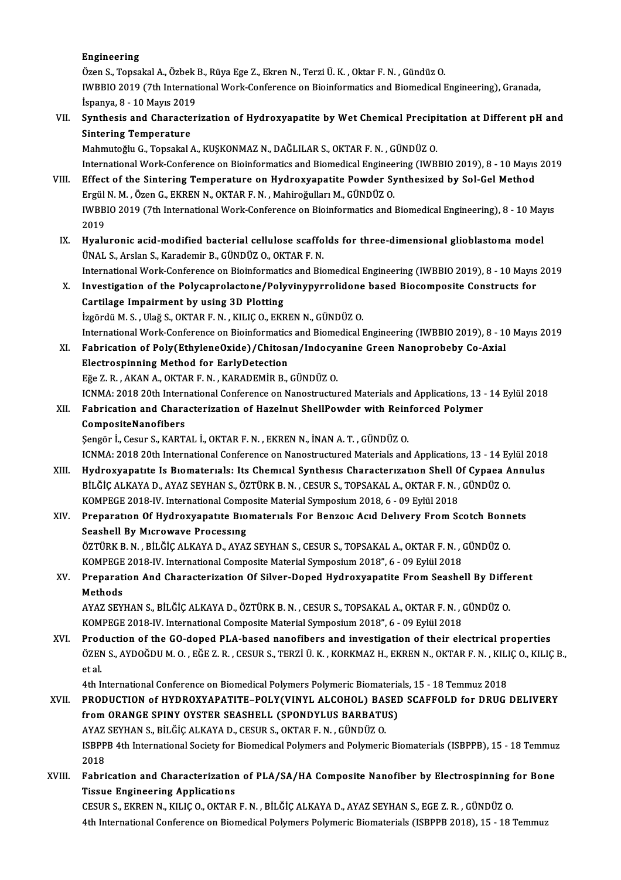Engineering
Özen S., Topsakal A., Özbek B., Rüya Ege Z., Ekren N., Terzi Ü. K. , Oktar F. N. , Gündüz O.
IWBBIO 2019 (7th International Work-Conference on Bioinformatics and Biomedical Engineering), Granada, İspanya, 8 - 10 Mayıs 2019

VII. **Synthesis and Characterization of Hydroxyapatite by Wet Chemical Precipitation at Different pH and Sintering Temperature**
Mahmutoğlu G., Topsakal A., KUŞKONMAZ N., DAĞLILAR S., OKTAR F. N. , GÜNDÜZ O.
International Work-Conference on Bioinformatics and Biomedical Engineering (IWBBIO 2019), 8 - 10 Mayıs 2019

VIII. **Effect of the Sintering Temperature on Hydroxyapatite Powder Synthesized by Sol-Gel Method**
Ergül N. M. , Özen G., EKREN N., OKTAR F. N. , Mahiroğulları M., GÜNDÜZ O.
IWBBIO 2019 (7th International Work-Conference on Bioinformatics and Biomedical Engineering), 8 - 10 Mayıs 2019

IX. **Hyaluronic acid-modified bacterial cellulose scaffolds for three-dimensional glioblastoma model**
ÜNAL S., Arslan S., Karademir B., GÜNDÜZ O., OKTAR F. N.
International Work-Conference on Bioinformatics and Biomedical Engineering (IWBBIO 2019), 8 - 10 Mayıs 2019

X. **Investigation of the Polycaprolactone/Polyvinypyrrolidone based Biocomposite Constructs for Cartilage Impairment by using 3D Plotting**
İzgördü M. S. , Ulağ S., OKTAR F. N. , KILIÇ O., EKREN N., GÜNDÜZ O.
International Work-Conference on Bioinformatics and Biomedical Engineering (IWBBIO 2019), 8 - 10 Mayıs 2019

XI. **Fabrication of Poly(EthyleneOxide)/Chitosan/Indocyanine Green Nanoprobeby Co-Axial Electrospinning Method for EarlyDetection**
Eğe Z. R. , AKAN A., OKTAR F. N. , KARADEMİR B., GÜNDÜZ O.
ICNMA: 2018 20th International Conference on Nanostructured Materials and Applications, 13 - 14 Eylül 2018

XII. **Fabrication and Characterization of Hazelnut ShellPowder with Reinforced Polymer CompositeNanofibers**
Şengör İ., Cesur S., KARTAL İ., OKTAR F. N. , EKREN N., İNAN A. T. , GÜNDÜZ O.
ICNMA: 2018 20th International Conference on Nanostructured Materials and Applications, 13 - 14 Eylül 2018

XIII. **Hydroxyapatıte Is Bıomaterıals: Its Chemıcal Synthesıs Characterızatıon Shell Of Cypaea Annulus**
BİLĞİÇ ALKAYA D., AYAZ SEYHAN S., ÖZTÜRK B. N. , CESUR S., TOPSAKAL A., OKTAR F. N. , GÜNDÜZ O.
KOMPEGE 2018-IV. International Composite Material Symposium 2018, 6 - 09 Eylül 2018

XIV. **Preparatıon Of Hydroxyapatıte Bıomaterıals For Benzoıc Acıd Delıvery From Scotch Bonnets Seashell By Mıcrowave Processıng**
ÖZTÜRK B. N. , BİLĞİÇ ALKAYA D., AYAZ SEYHAN S., CESUR S., TOPSAKAL A., OKTAR F. N. , GÜNDÜZ O.
KOMPEGE 2018-IV. International Composite Material Symposium 2018", 6 - 09 Eylül 2018

XV. **Preparation And Characterization Of Silver-Doped Hydroxyapatite From Seashell By Different Methods**
AYAZ SEYHAN S., BİLĞİÇ ALKAYA D., ÖZTÜRK B. N. , CESUR S., TOPSAKAL A., OKTAR F. N. , GÜNDÜZ O.
KOMPEGE 2018-IV. International Composite Material Symposium 2018", 6 - 09 Eylül 2018

XVI. **Production of the GO-doped PLA-based nanofibers and investigation of their electrical properties**
ÖZEN S., AYDOĞDU M. O. , EĞE Z. R. , CESUR S., TERZİ Ü. K. , KORKMAZ H., EKREN N., OKTAR F. N. , KILIÇ O., KILIÇ B., et al.
4th International Conference on Biomedical Polymers Polymeric Biomaterials, 15 - 18 Temmuz 2018

XVII. **PRODUCTION of HYDROXYAPATITE–POLY(VINYL ALCOHOL) BASED SCAFFOLD for DRUG DELIVERY from ORANGE SPINY OYSTER SEASHELL (SPONDYLUS BARBATUS)**
AYAZ SEYHAN S., BİLĞİÇ ALKAYA D., CESUR S., OKTAR F. N. , GÜNDÜZ O.
ISBPPB 4th International Society for Biomedical Polymers and Polymeric Biomaterials (ISBPPB), 15 - 18 Temmuz 2018

XVIII. **Fabrication and Characterization of PLA/SA/HA Composite Nanofiber by Electrospinning for Bone Tissue Engineering Applications**
CESUR S., EKREN N., KILIÇ O., OKTAR F. N. , BİLĞİÇ ALKAYA D., AYAZ SEYHAN S., EGE Z. R. , GÜNDÜZ O.
4th International Conference on Biomedical Polymers Polymeric Biomaterials (ISBPPB 2018), 15 - 18 Temmuz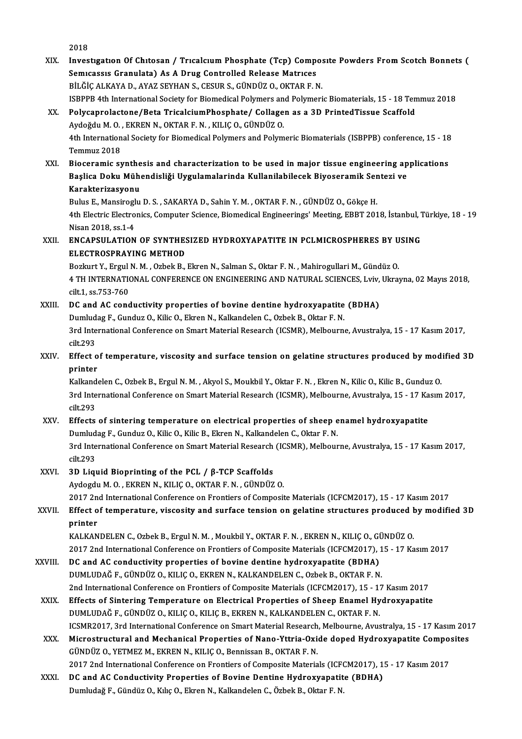2018

XIX. **Investıgatıon Of Chıtosan / Trıcalcıum Phosphate (Tcp) Composıte Powders From Scotch Bonnets ( Semıcassıs Granulata) As A Drug Controlled Release Matrıces**
BİLĞİÇ ALKAYA D., AYAZ SEYHAN S., CESUR S., GÜNDÜZ O., OKTAR F. N.
ISBPPB 4th International Society for Biomedical Polymers and Polymeric Biomaterials, 15 - 18 Temmuz 2018

XX. **Polycaprolactone/Beta TricalciumPhosphate/ Collagen as a 3D PrintedTissue Scaffold**
Aydoğdu M. O. , EKREN N., OKTAR F. N. , KILIÇ O., GÜNDÜZ O.
4th International Society for Biomedical Polymers and Polymeric Biomaterials (ISBPPB) conference, 15 - 18 Temmuz 2018

XXI. **Bioceramic synthesis and characterization to be used in major tissue engineering applications Başlica Doku Mühendisliği Uygulamalarinda Kullanilabilecek Biyoseramik Sentezi ve Karakterizasyonu**
Bulus E., Mansiroglu D. S. , SAKARYA D., Sahin Y. M. , OKTAR F. N. , GÜNDÜZ O., Gökçe H.
4th Electric Electronics, Computer Science, Biomedical Engineerings' Meeting, EBBT 2018, İstanbul, Türkiye, 18 - 19 Nisan 2018, ss.1-4

XXII. **ENCAPSULATION OF SYNTHESIZED HYDROXYAPATITE IN PCLMICROSPHERES BY USING ELECTROSPRAYING METHOD**
Bozkurt Y., Ergul N. M. , Ozbek B., Ekren N., Salman S., Oktar F. N. , Mahirogullari M., Gündüz O.
4 TH INTERNATIONAL CONFERENCE ON ENGINEERING AND NATURAL SCIENCES, Lviv, Ukrayna, 02 Mayıs 2018, cilt.1, ss.753-760

XXIII. **DC and AC conductivity properties of bovine dentine hydroxyapatite (BDHA)**
Dumludag F., Gunduz O., Kilic O., Ekren N., Kalkandelen C., Ozbek B., Oktar F. N.
3rd International Conference on Smart Material Research (ICSMR), Melbourne, Avustralya, 15 - 17 Kasım 2017, cilt.293

XXIV. **Effect of temperature, viscosity and surface tension on gelatine structures produced by modified 3D printer**
Kalkandelen C., Ozbek B., Ergul N. M. , Akyol S., Moukbil Y., Oktar F. N. , Ekren N., Kilic O., Kilic B., Gunduz O.
3rd International Conference on Smart Material Research (ICSMR), Melbourne, Avustralya, 15 - 17 Kasım 2017, cilt.293

XXV. **Effects of sintering temperature on electrical properties of sheep enamel hydroxyapatite**
Dumludag F., Gunduz O., Kilic O., Kilic B., Ekren N., Kalkandelen C., Oktar F. N.
3rd International Conference on Smart Material Research (ICSMR), Melbourne, Avustralya, 15 - 17 Kasım 2017, cilt.293

XXVI. **3D Liquid Bioprinting of the PCL / β-TCP Scaffolds**
Aydogdu M. O. , EKREN N., KILIÇ O., OKTAR F. N. , GÜNDÜZ O.
2017 2nd International Conference on Frontiers of Composite Materials (ICFCM2017), 15 - 17 Kasım 2017

XXVII. **Effect of temperature, viscosity and surface tension on gelatine structures produced by modified 3D printer**
KALKANDELEN C., Ozbek B., Ergul N. M. , Moukbil Y., OKTAR F. N. , EKREN N., KILIÇ O., GÜNDÜZ O.
2017 2nd International Conference on Frontiers of Composite Materials (ICFCM2017), 15 - 17 Kasım 2017

XXVIII. **DC and AC conductivity properties of bovine dentine hydroxyapatite (BDHA)**
DUMLUDAĞ F., GÜNDÜZ O., KILIÇ O., EKREN N., KALKANDELEN C., Ozbek B., OKTAR F. N.
2nd International Conference on Frontiers of Composite Materials (ICFCM2017), 15 - 17 Kasım 2017

XXIX. **Effects of Sintering Temperature on Electrical Properties of Sheep Enamel Hydroxyapatite**
DUMLUDAĞ F., GÜNDÜZ O., KILIÇ O., KILIÇ B., EKREN N., KALKANDELEN C., OKTAR F. N.
ICSMR2017, 3rd International Conference on Smart Material Research, Melbourne, Avustralya, 15 - 17 Kasım 2017

XXX. **Microstructural and Mechanical Properties of Nano-Yttria-Oxide doped Hydroxyapatite Composites**
GÜNDÜZ O., YETMEZ M., EKREN N., KILIÇ O., Bennissan B., OKTAR F. N.
2017 2nd International Conference on Frontiers of Composite Materials (ICFCM2017), 15 - 17 Kasım 2017

XXXI. **DC and AC Conductivity Properties of Bovine Dentine Hydroxyapatite (BDHA)**
Dumludağ F., Gündüz O., Kılıç O., Ekren N., Kalkandelen C., Özbek B., Oktar F. N.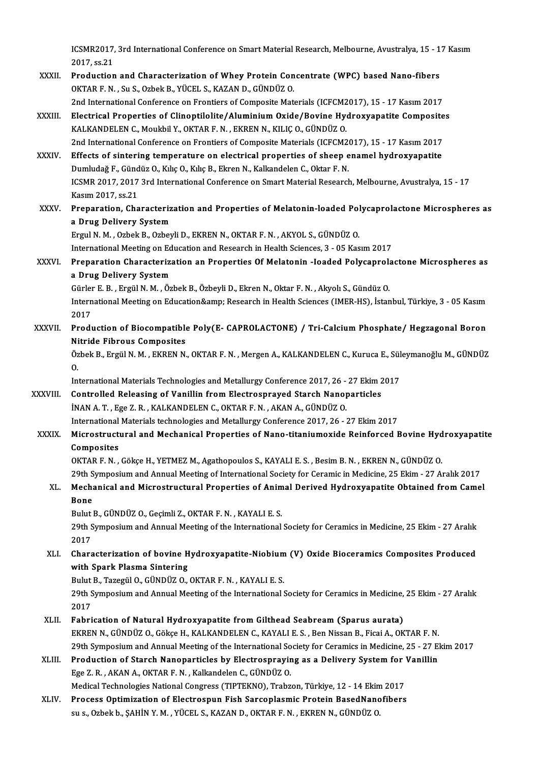ICSMR2017, 3rd International Conference on Smart Material Research, Melbourne, Avustralya, 15 - 17 Kasım 2017, ss.21

XXXII. **Production and Characterization of Whey Protein Concentrate (WPC) based Nano-fibers**
OKTAR F. N. , Su S., Ozbek B., YÜCEL S., KAZAN D., GÜNDÜZ O.
2nd International Conference on Frontiers of Composite Materials (ICFCM2017), 15 - 17 Kasım 2017

XXXIII. **Electrical Properties of Clinoptilolite/Aluminium Oxide/Bovine Hydroxyapatite Composites**
KALKANDELEN C., Moukbil Y., OKTAR F. N. , EKREN N., KILIÇ O., GÜNDÜZ O.
2nd International Conference on Frontiers of Composite Materials (ICFCM2017), 15 - 17 Kasım 2017

XXXIV. **Effects of sintering temperature on electrical properties of sheep enamel hydroxyapatite**
Dumludağ F., Gündüz O., Kılıç O., Kılıç B., Ekren N., Kalkandelen C., Oktar F. N.
ICSMR 2017, 2017 3rd International Conference on Smart Material Research, Melbourne, Avustralya, 15 - 17 Kasım 2017, ss.21

XXXV. **Preparation, Characterization and Properties of Melatonin-loaded Polycaprolactone Microspheres as a Drug Delivery System**
Ergul N. M. , Ozbek B., Ozbeyli D., EKREN N., OKTAR F. N. , AKYOL S., GÜNDÜZ O.
International Meeting on Education and Research in Health Sciences, 3 - 05 Kasım 2017

XXXVI. **Preparation Characterization an Properties Of Melatonin -loaded Polycaprolactone Microspheres as a Drug Delivery System**
Gürler E. B. , Ergül N. M. , Özbek B., Özbeyli D., Ekren N., Oktar F. N. , Akyolı S., Gündüz O.
International Meeting on Education&amp; Research in Health Sciences (IMER-HS), İstanbul, Türkiye, 3 - 05 Kasım 2017

XXXVII. **Production of Biocompatible Poly(E- CAPROLACTONE) / Tri-Calcium Phosphate/ Hegzagonal Boron Nitride Fibrous Composites**
Özbek B., Ergül N. M. , EKREN N., OKTAR F. N. , Mergen A., KALKANDELEN C., Kuruca E., Süleymanoğlu M., GÜNDÜZ O.
International Materials Technologies and Metallurgy Conference 2017, 26 - 27 Ekim 2017

XXXVIII. **Controlled Releasing of Vanillin from Electrosprayed Starch Nanoparticles**
İNAN A. T. , Ege Z. R. , KALKANDELEN C., OKTAR F. N. , AKAN A., GÜNDÜZ O.
International Materials technologies and Metallurgy Conference 2017, 26 - 27 Ekim 2017

XXXIX. **Microstructural and Mechanical Properties of Nano-titaniumoxide Reinforced Bovine Hydroxyapatite Composites**
OKTAR F. N. , Gökçe H., YETMEZ M., Agathopoulos S., KAYALI E. S. , Besim B. N. , EKREN N., GÜNDÜZ O.
29th Symposium and Annual Meeting of International Society for Ceramic in Medicine, 25 Ekim - 27 Aralık 2017

XL. **Mechanical and Microstructural Properties of Animal Derived Hydroxyapatite Obtained from Camel Bone**
Bulut B., GÜNDÜZ O., Geçimli Z., OKTAR F. N. , KAYALI E. S.
29th Symposium and Annual Meeting of the International Society for Ceramics in Medicine, 25 Ekim - 27 Aralık 2017

XLI. **Characterization of bovine Hydroxyapatite-Niobium (V) Oxide Bioceramics Composites Produced with Spark Plasma Sintering**
Bulut B., Tazegül O., GÜNDÜZ O., OKTAR F. N. , KAYALI E. S.
29th Symposium and Annual Meeting of the International Society for Ceramics in Medicine, 25 Ekim - 27 Aralık 2017

XLII. **Fabrication of Natural Hydroxyapatite from Gilthead Seabream (Sparus aurata)**
EKREN N., GÜNDÜZ O., Gökçe H., KALKANDELEN C., KAYALI E. S. , Ben Nissan B., Ficai A., OKTAR F. N.
29th Symposium and Annual Meeting of the International Society for Ceramics in Medicine, 25 - 27 Ekim 2017

XLIII. **Production of Starch Nanoparticles by Electrospraying as a Delivery System for Vanillin**
Ege Z. R. , AKAN A., OKTAR F. N. , Kalkandelen C., GÜNDÜZ O.
Medical Technologies National Congress (TIPTEKNO), Trabzon, Türkiye, 12 - 14 Ekim 2017

XLIV. **Process Optimization of Electrospun Fish Sarcoplasmic Protein BasedNanofibers**
su s., Ozbek b., ŞAHİN Y. M. , YÜCEL S., KAZAN D., OKTAR F. N. , EKREN N., GÜNDÜZ O.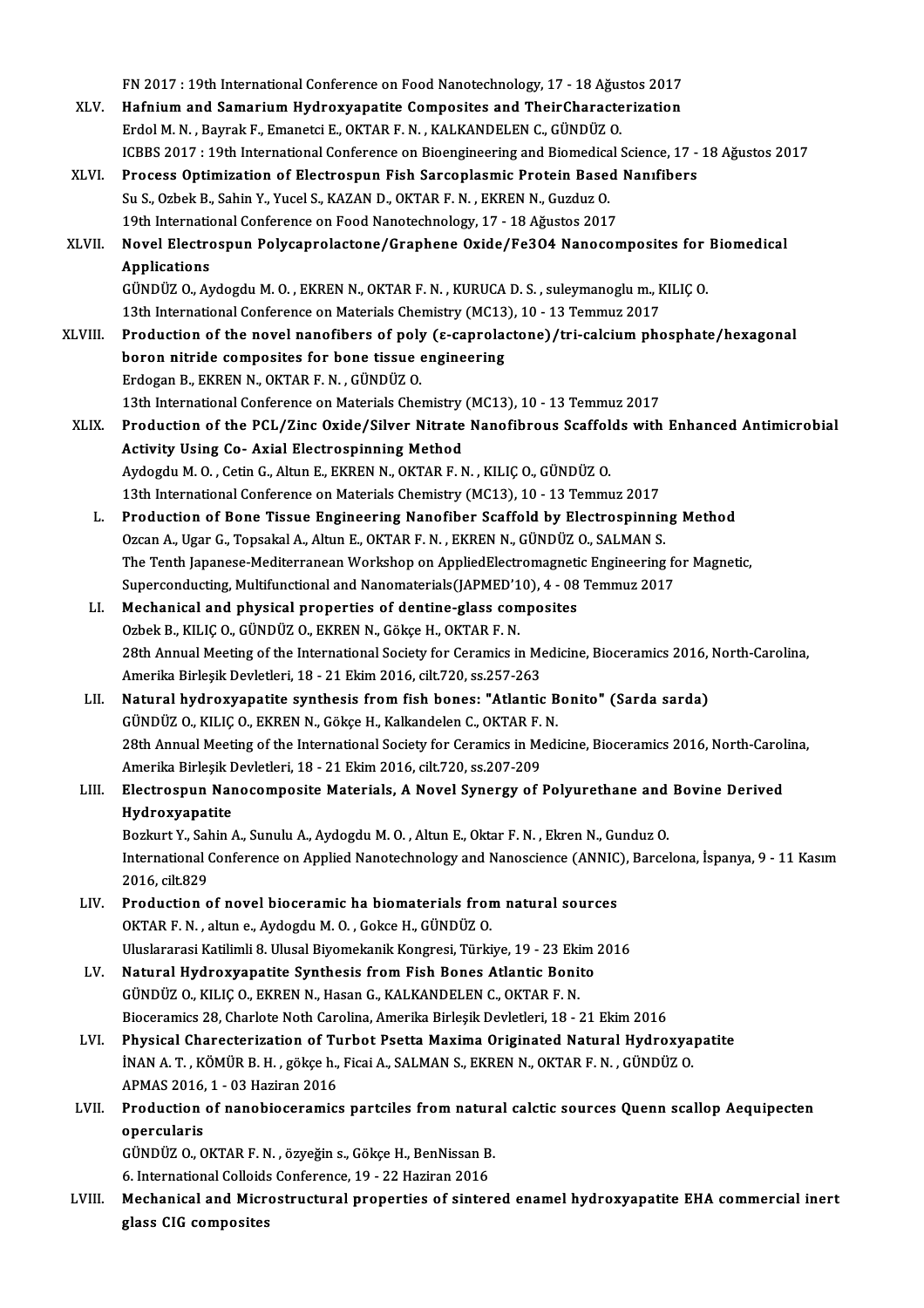FN 2017 : 19th International Conference on Food Nanotechnology, 17 - 18 Ağustos 2017

XLV. **Hafnium and Samarium Hydroxyapatite Composites and TheirCharacterization**
Erdol M. N. , Bayrak F., Emanetci E., OKTAR F. N. , KALKANDELEN C., GÜNDÜZ O.
ICBBS 2017 : 19th International Conference on Bioengineering and Biomedical Science, 17 - 18 Ağustos 2017

XLVI. **Process Optimization of Electrospun Fish Sarcoplasmic Protein Based Nanıfibers**
Su S., Ozbek B., Sahin Y., Yucel S., KAZAN D., OKTAR F. N. , EKREN N., Guzduz O.
19th International Conference on Food Nanotechnology, 17 - 18 Ağustos 2017

XLVII. **Novel Electrospun Polycaprolactone/Graphene Oxide/Fe3O4 Nanocomposites for Biomedical Applications**
GÜNDÜZ O., Aydogdu M. O. , EKREN N., OKTAR F. N. , KURUCA D. S. , suleymanoglu m., KILIÇ O.
13th International Conference on Materials Chemistry (MC13), 10 - 13 Temmuz 2017

XLVIII. **Production of the novel nanofibers of poly (ε-caprolactone)/tri-calcium phosphate/hexagonal boron nitride composites for bone tissue engineering**
Erdogan B., EKREN N., OKTAR F. N. , GÜNDÜZ O.
13th International Conference on Materials Chemistry (MC13), 10 - 13 Temmuz 2017

XLIX. **Production of the PCL/Zinc Oxide/Silver Nitrate Nanofibrous Scaffolds with Enhanced Antimicrobial Activity Using Co- Axial Electrospinning Method**
Aydogdu M. O. , Cetin G., Altun E., EKREN N., OKTAR F. N. , KILIÇ O., GÜNDÜZ O.
13th International Conference on Materials Chemistry (MC13), 10 - 13 Temmuz 2017

L. **Production of Bone Tissue Engineering Nanofiber Scaffold by Electrospinning Method**
Ozcan A., Ugar G., Topsakal A., Altun E., OKTAR F. N. , EKREN N., GÜNDÜZ O., SALMAN S.
The Tenth Japanese-Mediterranean Workshop on AppliedElectromagnetic Engineering for Magnetic, Superconducting, Multifunctional and Nanomaterials(JAPMED'10), 4 - 08 Temmuz 2017

LI. **Mechanical and physical properties of dentine-glass composites**
Ozbek B., KILIÇ O., GÜNDÜZ O., EKREN N., Gökçe H., OKTAR F. N.
28th Annual Meeting of the International Society for Ceramics in Medicine, Bioceramics 2016, North-Carolina, Amerika Birleşik Devletleri, 18 - 21 Ekim 2016, cilt.720, ss.257-263

LII. **Natural hydroxyapatite synthesis from fish bones: "Atlantic Bonito" (Sarda sarda)**
GÜNDÜZ O., KILIÇ O., EKREN N., Gökçe H., Kalkandelen C., OKTAR F. N.
28th Annual Meeting of the International Society for Ceramics in Medicine, Bioceramics 2016, North-Carolina, Amerika Birleşik Devletleri, 18 - 21 Ekim 2016, cilt.720, ss.207-209

LIII. **Electrospun Nanocomposite Materials, A Novel Synergy of Polyurethane and Bovine Derived Hydroxyapatite**
Bozkurt Y., Sahin A., Sunulu A., Aydogdu M. O. , Altun E., Oktar F. N. , Ekren N., Gunduz O.
International Conference on Applied Nanotechnology and Nanoscience (ANNIC), Barcelona, İspanya, 9 - 11 Kasım 2016, cilt.829

LIV. **Production of novel bioceramic ha biomaterials from natural sources**
OKTAR F. N. , altun e., Aydogdu M. O. , Gokce H., GÜNDÜZ O.
Uluslararasi Katilimli 8. Ulusal Biyomekanik Kongresi, Türkiye, 19 - 23 Ekim 2016

LV. **Natural Hydroxyapatite Synthesis from Fish Bones Atlantic Bonito**
GÜNDÜZ O., KILIÇ O., EKREN N., Hasan G., KALKANDELEN C., OKTAR F. N.
Bioceramics 28, Charlote Noth Carolina, Amerika Birleşik Devletleri, 18 - 21 Ekim 2016

LVI. **Physical Charecterization of Turbot Psetta Maxima Originated Natural Hydroxyapatite**
İNAN A. T. , KÖMÜR B. H. , gökçe h., Ficai A., SALMAN S., EKREN N., OKTAR F. N. , GÜNDÜZ O.
APMAS 2016, 1 - 03 Haziran 2016

LVII. **Production of nanobioceramics partciles from natural calctic sources Quenn scallop Aequipecten opercularis**
GÜNDÜZ O., OKTAR F. N. , özyeğin s., Gökçe H., BenNissan B.
6. International Colloids Conference, 19 - 22 Haziran 2016

LVIII. **Mechanical and Microstructural properties of sintered enamel hydroxyapatite EHA commercial inert glass CIG composites**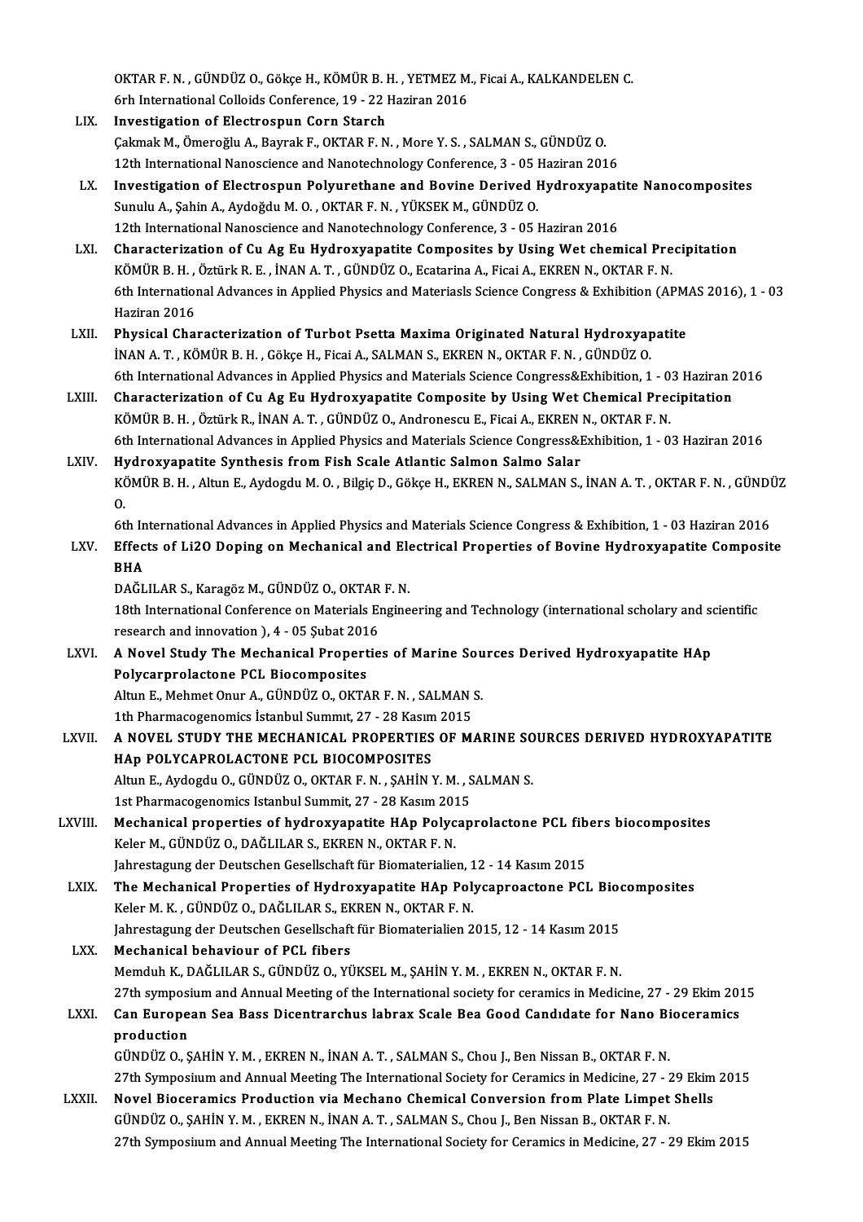OKTAR F. N. , GÜNDÜZ O., Gökçe H., KÖMÜR B. H. , YETMEZ M., Ficai A., KALKANDELEN C.
6rh International Colloids Conference, 19 - 22 Haziran 2016

LIX. **Investigation of Electrospun Corn Starch**
Çakmak M., Ömeroğlu A., Bayrak F., OKTAR F. N. , More Y. S. , SALMAN S., GÜNDÜZ O.
12th International Nanoscience and Nanotechnology Conference, 3 - 05 Haziran 2016

LX. **Investigation of Electrospun Polyurethane and Bovine Derived Hydroxyapatite Nanocomposites**
Sunulu A., Şahin A., Aydoğdu M. O. , OKTAR F. N. , YÜKSEK M., GÜNDÜZ O.
12th International Nanoscience and Nanotechnology Conference, 3 - 05 Haziran 2016

LXI. **Characterization of Cu Ag Eu Hydroxyapatite Composites by Using Wet chemical Precipitation**
KÖMÜR B. H. , Öztürk R. E. , İNAN A. T. , GÜNDÜZ O., Ecatarina A., Ficai A., EKREN N., OKTAR F. N.
6th International Advances in Applied Physics and Materiasls Science Congress & Exhibition (APMAS 2016), 1 - 03 Haziran 2016

LXII. **Physical Characterization of Turbot Psetta Maxima Originated Natural Hydroxyapatite**
İNAN A. T. , KÖMÜR B. H. , Gökçe H., Ficai A., SALMAN S., EKREN N., OKTAR F. N. , GÜNDÜZ O.
6th International Advances in Applied Physics and Materials Science Congress&Exhibition, 1 - 03 Haziran 2016

LXIII. **Characterization of Cu Ag Eu Hydroxyapatite Composite by Using Wet Chemical Precipitation**
KÖMÜR B. H. , Öztürk R., İNAN A. T. , GÜNDÜZ O., Andronescu E., Ficai A., EKREN N., OKTAR F. N.
6th International Advances in Applied Physics and Materials Science Congress&Exhibition, 1 - 03 Haziran 2016

LXIV. **Hydroxyapatite Synthesis from Fish Scale Atlantic Salmon Salmo Salar**
KÖMÜR B. H. , Altun E., Aydogdu M. O. , Bilgiç D., Gökçe H., EKREN N., SALMAN S., İNAN A. T. , OKTAR F. N. , GÜNDÜZ O.
6th International Advances in Applied Physics and Materials Science Congress & Exhibition, 1 - 03 Haziran 2016

LXV. **Effects of Li2O Doping on Mechanical and Electrical Properties of Bovine Hydroxyapatite Composite BHA**
DAĞLILAR S., Karagöz M., GÜNDÜZ O., OKTAR F. N.
18th International Conference on Materials Engineering and Technology (international scholary and scientific research and innovation ), 4 - 05 Şubat 2016

LXVI. **A Novel Study The Mechanical Properties of Marine Sources Derived Hydroxyapatite HAp Polycarprolactone PCL Biocomposites**
Altun E., Mehmet Onur A., GÜNDÜZ O., OKTAR F. N. , SALMAN S.
1th Pharmacogenomics İstanbul Summıt, 27 - 28 Kasım 2015

LXVII. **A NOVEL STUDY THE MECHANICAL PROPERTIES OF MARINE SOURCES DERIVED HYDROXYAPATITE HAp POLYCAPROLACTONE PCL BIOCOMPOSITES**
Altun E., Aydogdu O., GÜNDÜZ O., OKTAR F. N. , ŞAHİN Y. M. , SALMAN S.
1st Pharmacogenomics Istanbul Summit, 27 - 28 Kasım 2015

LXVIII. **Mechanical properties of hydroxyapatite HAp Polycaprolactone PCL fibers biocomposites**
Keler M., GÜNDÜZ O., DAĞLILAR S., EKREN N., OKTAR F. N.
Jahrestagung der Deutschen Gesellschaft für Biomaterialien, 12 - 14 Kasım 2015

LXIX. **The Mechanical Properties of Hydroxyapatite HAp Polycaproactone PCL Biocomposites**
Keler M. K. , GÜNDÜZ O., DAĞLILAR S., EKREN N., OKTAR F. N.
Jahrestagung der Deutschen Gesellschaft für Biomaterialien 2015, 12 - 14 Kasım 2015

LXX. **Mechanical behaviour of PCL fibers**
Memduh K., DAĞLILAR S., GÜNDÜZ O., YÜKSEL M., ŞAHİN Y. M. , EKREN N., OKTAR F. N.
27th symposium and Annual Meeting of the International society for ceramics in Medicine, 27 - 29 Ekim 2015

LXXI. **Can European Sea Bass Dicentrarchus labrax Scale Bea Good Candıdate for Nano Bioceramics production**
GÜNDÜZ O., ŞAHİN Y. M. , EKREN N., İNAN A. T. , SALMAN S., Chou J., Ben Nissan B., OKTAR F. N.
27th Symposium and Annual Meeting The International Society for Ceramics in Medicine, 27 - 29 Ekim 2015

LXXII. **Novel Bioceramics Production via Mechano Chemical Conversion from Plate Limpet Shells**
GÜNDÜZ O., ŞAHİN Y. M. , EKREN N., İNAN A. T. , SALMAN S., Chou J., Ben Nissan B., OKTAR F. N.
27th Symposium and Annual Meeting The International Society for Ceramics in Medicine, 27 - 29 Ekim 2015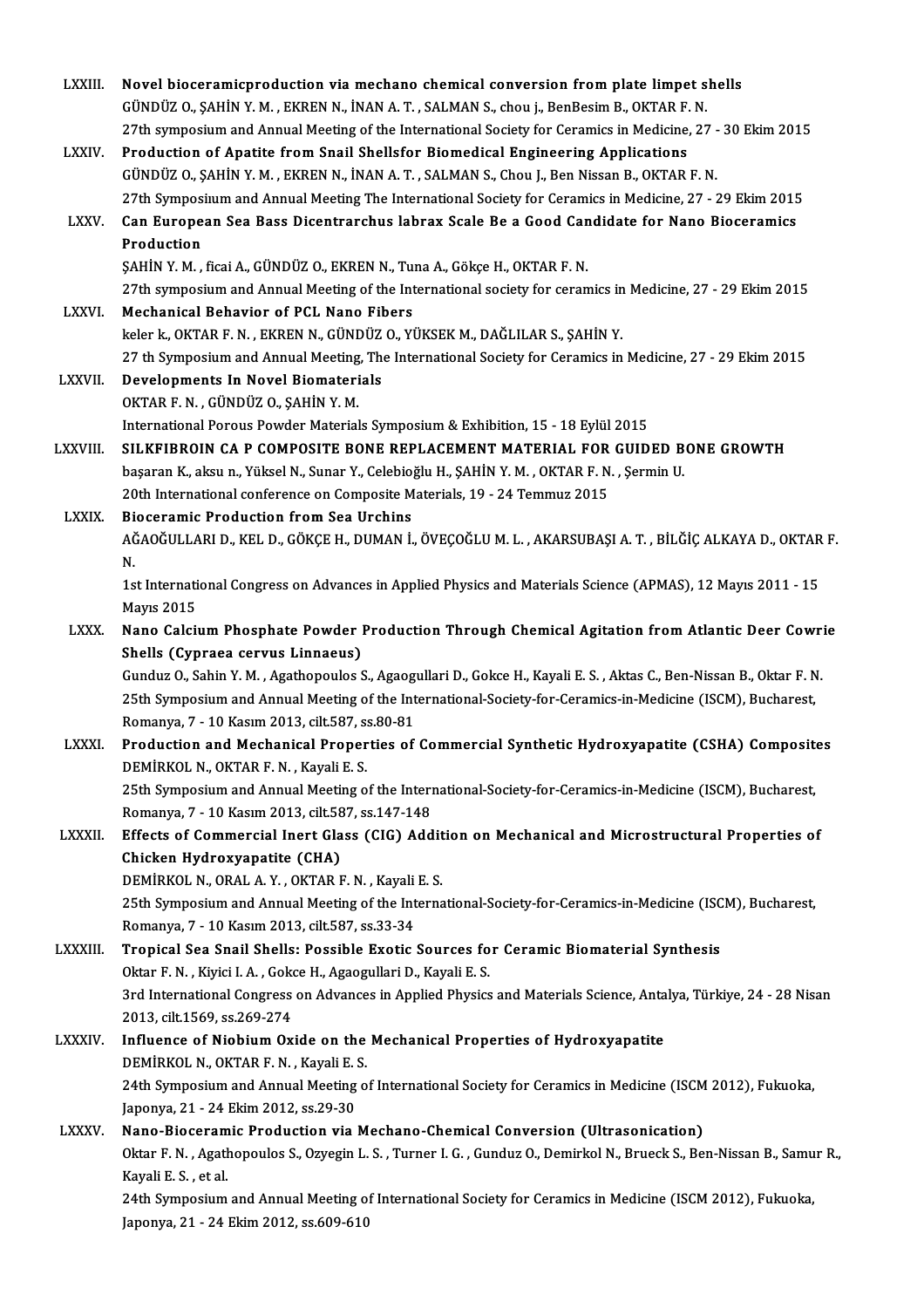LXXIII. **Novel bioceramicproduction via mechano chemical conversion from plate limpet shells**
GÜNDÜZ O., ŞAHİN Y. M. , EKREN N., İNAN A. T. , SALMAN S., chou j., BenBesim B., OKTAR F. N.
27th symposium and Annual Meeting of the International Society for Ceramics in Medicine, 27 - 30 Ekim 2015

LXXIV. **Production of Apatite from Snail Shellsfor Biomedical Engineering Applications**
GÜNDÜZ O., ŞAHİN Y. M. , EKREN N., İNAN A. T. , SALMAN S., Chou J., Ben Nissan B., OKTAR F. N.
27th Symposium and Annual Meeting The International Society for Ceramics in Medicine, 27 - 29 Ekim 2015

LXXV. **Can European Sea Bass Dicentrarchus labrax Scale Be a Good Candidate for Nano Bioceramics Production**
ŞAHİN Y. M. , ficai A., GÜNDÜZ O., EKREN N., Tuna A., Gökçe H., OKTAR F. N.
27th symposium and Annual Meeting of the International society for ceramics in Medicine, 27 - 29 Ekim 2015

LXXVI. **Mechanical Behavior of PCL Nano Fibers**
keler k., OKTAR F. N. , EKREN N., GÜNDÜZ O., YÜKSEK M., DAĞLILAR S., ŞAHİN Y.
27 th Symposium and Annual Meeting, The International Society for Ceramics in Medicine, 27 - 29 Ekim 2015

LXXVII. **Developments In Novel Biomaterials**
OKTAR F. N. , GÜNDÜZ O., ŞAHİN Y. M.
International Porous Powder Materials Symposium & Exhibition, 15 - 18 Eylül 2015

LXXVIII. **SILKFIBROIN CA P COMPOSITE BONE REPLACEMENT MATERIAL FOR GUIDED BONE GROWTH**
başaran K., aksu n., Yüksel N., Sunar Y., Celebioğlu H., ŞAHİN Y. M. , OKTAR F. N. , Şermin U.
20th International conference on Composite Materials, 19 - 24 Temmuz 2015

LXXIX. **Bioceramic Production from Sea Urchins**
AĞAOĞULLARI D., KEL D., GÖKÇE H., DUMAN İ., ÖVEÇOĞLU M. L. , AKARSUBAŞI A. T. , BİLĞİÇ ALKAYA D., OKTAR F. N.
1st International Congress on Advances in Applied Physics and Materials Science (APMAS), 12 Mayıs 2011 - 15 Mayıs 2015

LXXX. **Nano Calcium Phosphate Powder Production Through Chemical Agitation from Atlantic Deer Cowrie Shells (Cypraea cervus Linnaeus)**
Gunduz O., Sahin Y. M. , Agathopoulos S., Agaogullari D., Gokce H., Kayali E. S. , Aktas C., Ben-Nissan B., Oktar F. N.
25th Symposium and Annual Meeting of the International-Society-for-Ceramics-in-Medicine (ISCM), Bucharest, Romanya, 7 - 10 Kasım 2013, cilt.587, ss.80-81

LXXXI. **Production and Mechanical Properties of Commercial Synthetic Hydroxyapatite (CSHA) Composites**
DEMİRKOL N., OKTAR F. N. , Kayali E. S.
25th Symposium and Annual Meeting of the International-Society-for-Ceramics-in-Medicine (ISCM), Bucharest, Romanya, 7 - 10 Kasım 2013, cilt.587, ss.147-148

LXXXII. **Effects of Commercial Inert Glass (CIG) Addition on Mechanical and Microstructural Properties of Chicken Hydroxyapatite (CHA)**
DEMİRKOL N., ORAL A. Y. , OKTAR F. N. , Kayali E. S.
25th Symposium and Annual Meeting of the International-Society-for-Ceramics-in-Medicine (ISCM), Bucharest, Romanya, 7 - 10 Kasım 2013, cilt.587, ss.33-34

LXXXIII. **Tropical Sea Snail Shells: Possible Exotic Sources for Ceramic Biomaterial Synthesis**
Oktar F. N. , Kiyici I. A. , Gokce H., Agaogullari D., Kayali E. S.
3rd International Congress on Advances in Applied Physics and Materials Science, Antalya, Türkiye, 24 - 28 Nisan 2013, cilt.1569, ss.269-274

LXXXIV. **Influence of Niobium Oxide on the Mechanical Properties of Hydroxyapatite**
DEMİRKOL N., OKTAR F. N. , Kayali E. S.
24th Symposium and Annual Meeting of International Society for Ceramics in Medicine (ISCM 2012), Fukuoka, Japonya, 21 - 24 Ekim 2012, ss.29-30

LXXXV. **Nano-Bioceramic Production via Mechano-Chemical Conversion (Ultrasonication)**
Oktar F. N. , Agathopoulos S., Ozyegin L. S. , Turner I. G. , Gunduz O., Demirkol N., Brueck S., Ben-Nissan B., Samur R., Kayali E. S. , et al.
24th Symposium and Annual Meeting of International Society for Ceramics in Medicine (ISCM 2012), Fukuoka, Japonya, 21 - 24 Ekim 2012, ss.609-610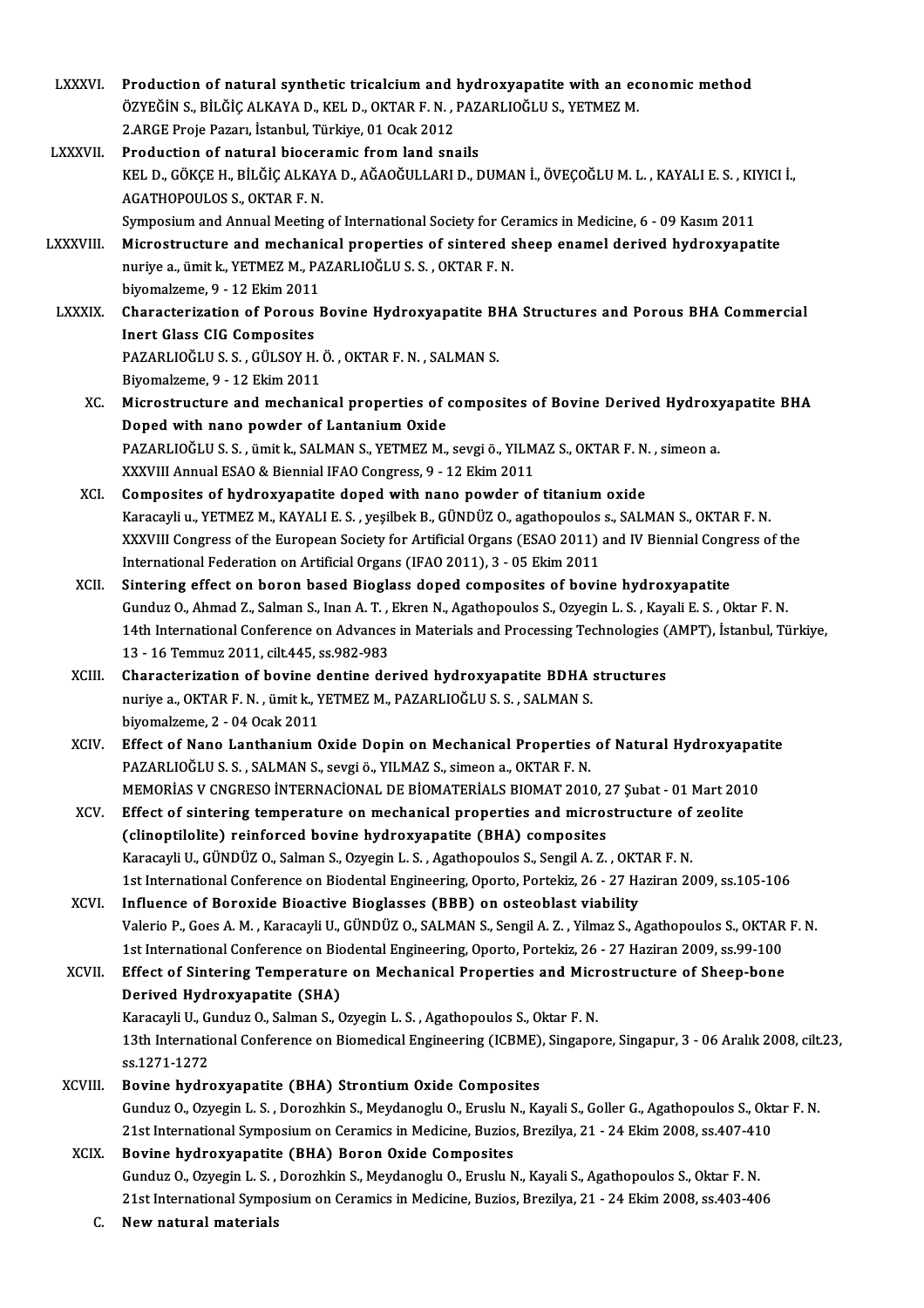LXXXVI. **Production of natural synthetic tricalcium and hydroxyapatite with an economic method**
ÖZYEĞİN S., BİLĞİÇ ALKAYA D., KEL D., OKTAR F. N. , PAZARLIOĞLU S., YETMEZ M.
2.ARGE Proje Pazarı, İstanbul, Türkiye, 01 Ocak 2012

LXXXVII. **Production of natural bioceramic from land snails**
KEL D., GÖKÇE H., BİLĞİÇ ALKAYA D., AĞAOĞULLARI D., DUMAN İ., ÖVEÇOĞLU M. L. , KAYALI E. S. , KIYICI İ., AGATHOPOULOS S., OKTAR F. N.
Symposium and Annual Meeting of International Society for Ceramics in Medicine, 6 - 09 Kasım 2011

LXXXVIII. **Microstructure and mechanical properties of sintered sheep enamel derived hydroxyapatite**
nuriye a., ümit k., YETMEZ M., PAZARLIOĞLU S. S. , OKTAR F. N.
biyomalzeme, 9 - 12 Ekim 2011

LXXXIX. **Characterization of Porous Bovine Hydroxyapatite BHA Structures and Porous BHA Commercial Inert Glass CIG Composites**
PAZARLIOĞLU S. S. , GÜLSOY H. Ö. , OKTAR F. N. , SALMAN S.
Biyomalzeme, 9 - 12 Ekim 2011

XC. **Microstructure and mechanical properties of composites of Bovine Derived Hydroxyapatite BHA Doped with nano powder of Lantanium Oxide**
PAZARLIOĞLU S. S. , ümit k., SALMAN S., YETMEZ M., sevgi ö., YILMAZ S., OKTAR F. N. , simeon a.
XXXVIII Annual ESAO & Biennial IFAO Congress, 9 - 12 Ekim 2011

XCI. **Composites of hydroxyapatite doped with nano powder of titanium oxide**
Karacayli u., YETMEZ M., KAYALI E. S. , yeşilbek B., GÜNDÜZ O., agathopoulos s., SALMAN S., OKTAR F. N.
XXXVIII Congress of the European Society for Artificial Organs (ESAO 2011) and IV Biennial Congress of the International Federation on Artificial Organs (IFAO 2011), 3 - 05 Ekim 2011

XCII. **Sintering effect on boron based Bioglass doped composites of bovine hydroxyapatite**
Gunduz O., Ahmad Z., Salman S., Inan A. T. , Ekren N., Agathopoulos S., Ozyegin L. S. , Kayali E. S. , Oktar F. N.
14th International Conference on Advances in Materials and Processing Technologies (AMPT), İstanbul, Türkiye, 13 - 16 Temmuz 2011, cilt.445, ss.982-983

XCIII. **Characterization of bovine dentine derived hydroxyapatite BDHA structures**
nuriye a., OKTAR F. N. , ümit k., YETMEZ M., PAZARLIOĞLU S. S. , SALMAN S.
biyomalzeme, 2 - 04 Ocak 2011

XCIV. **Effect of Nano Lanthanium Oxide Dopin on Mechanical Properties of Natural Hydroxyapatite**
PAZARLIOĞLU S. S. , SALMAN S., sevgi ö., YILMAZ S., simeon a., OKTAR F. N.
MEMORİAS V CNGRESO İNTERNACİONAL DE BİOMATERİALS BIOMAT 2010, 27 Şubat - 01 Mart 2010

XCV. **Effect of sintering temperature on mechanical properties and microstructure of zeolite (clinoptilolite) reinforced bovine hydroxyapatite (BHA) composites**
Karacayli U., GÜNDÜZ O., Salman S., Ozyegin L. S. , Agathopoulos S., Sengil A. Z. , OKTAR F. N.
1st International Conference on Biodental Engineering, Oporto, Portekiz, 26 - 27 Haziran 2009, ss.105-106

XCVI. **Influence of Boroxide Bioactive Bioglasses (BBB) on osteoblast viability**
Valerio P., Goes A. M. , Karacayli U., GÜNDÜZ O., SALMAN S., Sengil A. Z. , Yilmaz S., Agathopoulos S., OKTAR F. N.
1st International Conference on Biodental Engineering, Oporto, Portekiz, 26 - 27 Haziran 2009, ss.99-100

XCVII. **Effect of Sintering Temperature on Mechanical Properties and Microstructure of Sheep-bone Derived Hydroxyapatite (SHA)**
Karacayli U., Gunduz O., Salman S., Ozyegin L. S. , Agathopoulos S., Oktar F. N.
13th International Conference on Biomedical Engineering (ICBME), Singapore, Singapur, 3 - 06 Aralık 2008, cilt.23, ss.1271-1272

XCVIII. **Bovine hydroxyapatite (BHA) Strontium Oxide Composites**
Gunduz O., Ozyegin L. S. , Dorozhkin S., Meydanoglu O., Eruslu N., Kayali S., Goller G., Agathopoulos S., Oktar F. N.
21st International Symposium on Ceramics in Medicine, Buzios, Brezilya, 21 - 24 Ekim 2008, ss.407-410

XCIX. **Bovine hydroxyapatite (BHA) Boron Oxide Composites**
Gunduz O., Ozyegin L. S. , Dorozhkin S., Meydanoglu O., Eruslu N., Kayali S., Agathopoulos S., Oktar F. N.
21st International Symposium on Ceramics in Medicine, Buzios, Brezilya, 21 - 24 Ekim 2008, ss.403-406

C. **New natural materials**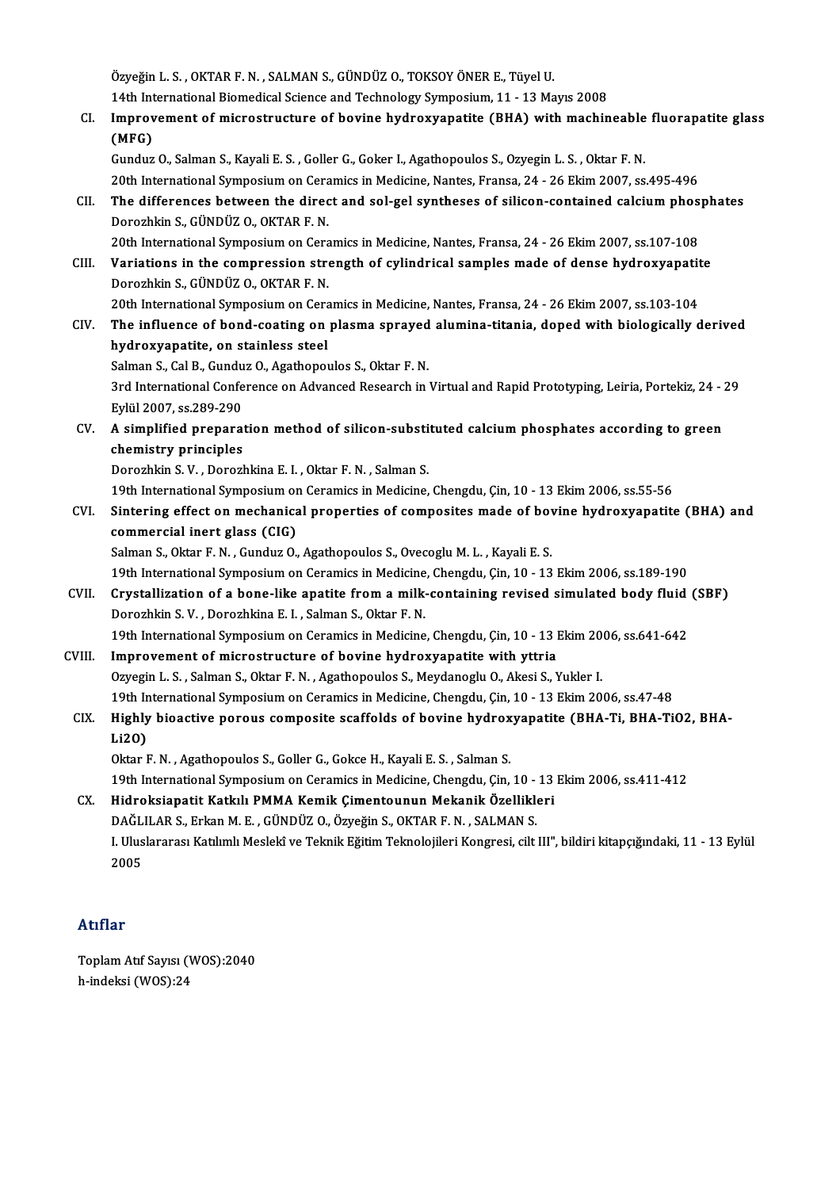Özyeğin L. S. , OKTAR F. N. , SALMAN S., GÜNDÜZ O., TOKSOY ÖNER E., Tüyel U.
14th International Biomedical Science and Technology Symposium, 11 - 13 Mayıs 2008

CI. **Improvement of microstructure of bovine hydroxyapatite (BHA) with machineable fluorapatite glass (MFG)**
Gunduz O., Salman S., Kayali E. S. , Goller G., Goker I., Agathopoulos S., Ozyegin L. S. , Oktar F. N.
20th International Symposium on Ceramics in Medicine, Nantes, Fransa, 24 - 26 Ekim 2007, ss.495-496

CII. **The differences between the direct and sol-gel syntheses of silicon-contained calcium phosphates**
Dorozhkin S., GÜNDÜZ O., OKTAR F. N.
20th International Symposium on Ceramics in Medicine, Nantes, Fransa, 24 - 26 Ekim 2007, ss.107-108

CIII. **Variations in the compression strength of cylindrical samples made of dense hydroxyapatite**
Dorozhkin S., GÜNDÜZ O., OKTAR F. N.
20th International Symposium on Ceramics in Medicine, Nantes, Fransa, 24 - 26 Ekim 2007, ss.103-104

CIV. **The influence of bond-coating on plasma sprayed alumina-titania, doped with biologically derived hydroxyapatite, on stainless steel**
Salman S., Cal B., Gunduz O., Agathopoulos S., Oktar F. N.
3rd International Conference on Advanced Research in Virtual and Rapid Prototyping, Leiria, Portekiz, 24 - 29 Eylül 2007, ss.289-290

CV. **A simplified preparation method of silicon-substituted calcium phosphates according to green chemistry principles**
Dorozhkin S. V. , Dorozhkina E. I. , Oktar F. N. , Salman S.
19th International Symposium on Ceramics in Medicine, Chengdu, Çin, 10 - 13 Ekim 2006, ss.55-56

CVI. **Sintering effect on mechanical properties of composites made of bovine hydroxyapatite (BHA) and commercial inert glass (CIG)**
Salman S., Oktar F. N. , Gunduz O., Agathopoulos S., Ovecoglu M. L. , Kayali E. S.
19th International Symposium on Ceramics in Medicine, Chengdu, Çin, 10 - 13 Ekim 2006, ss.189-190

CVII. **Crystallization of a bone-like apatite from a milk-containing revised simulated body fluid (SBF)**
Dorozhkin S. V. , Dorozhkina E. I. , Salman S., Oktar F. N.
19th International Symposium on Ceramics in Medicine, Chengdu, Çin, 10 - 13 Ekim 2006, ss.641-642

CVIII. **Improvement of microstructure of bovine hydroxyapatite with yttria**
Ozyegin L. S. , Salman S., Oktar F. N. , Agathopoulos S., Meydanoglu O., Akesi S., Yukler I.
19th International Symposium on Ceramics in Medicine, Chengdu, Çin, 10 - 13 Ekim 2006, ss.47-48

CIX. **Highly bioactive porous composite scaffolds of bovine hydroxyapatite (BHA-Ti, BHA-$TiO_2$, BHA-$Li_2O$)**
Oktar F. N. , Agathopoulos S., Goller G., Gokce H., Kayali E. S. , Salman S.
19th International Symposium on Ceramics in Medicine, Chengdu, Çin, 10 - 13 Ekim 2006, ss.411-412

CX. **Hidroksiapatit Katkılı PMMA Kemik Çimentounun Mekanik Özellikleri**
DAĞLILAR S., Erkan M. E. , GÜNDÜZ O., Özyeğin S., OKTAR F. N. , SALMAN S.
I. Uluslararası Katılımlı Meslekî ve Teknik Eğitim Teknolojileri Kongresi, cilt III", bildiri kitapçığındaki, 11 - 13 Eylül 2005

## Atıflar

Toplam Atıf Sayısı (WOS):2040
h-indeksi (WOS):24